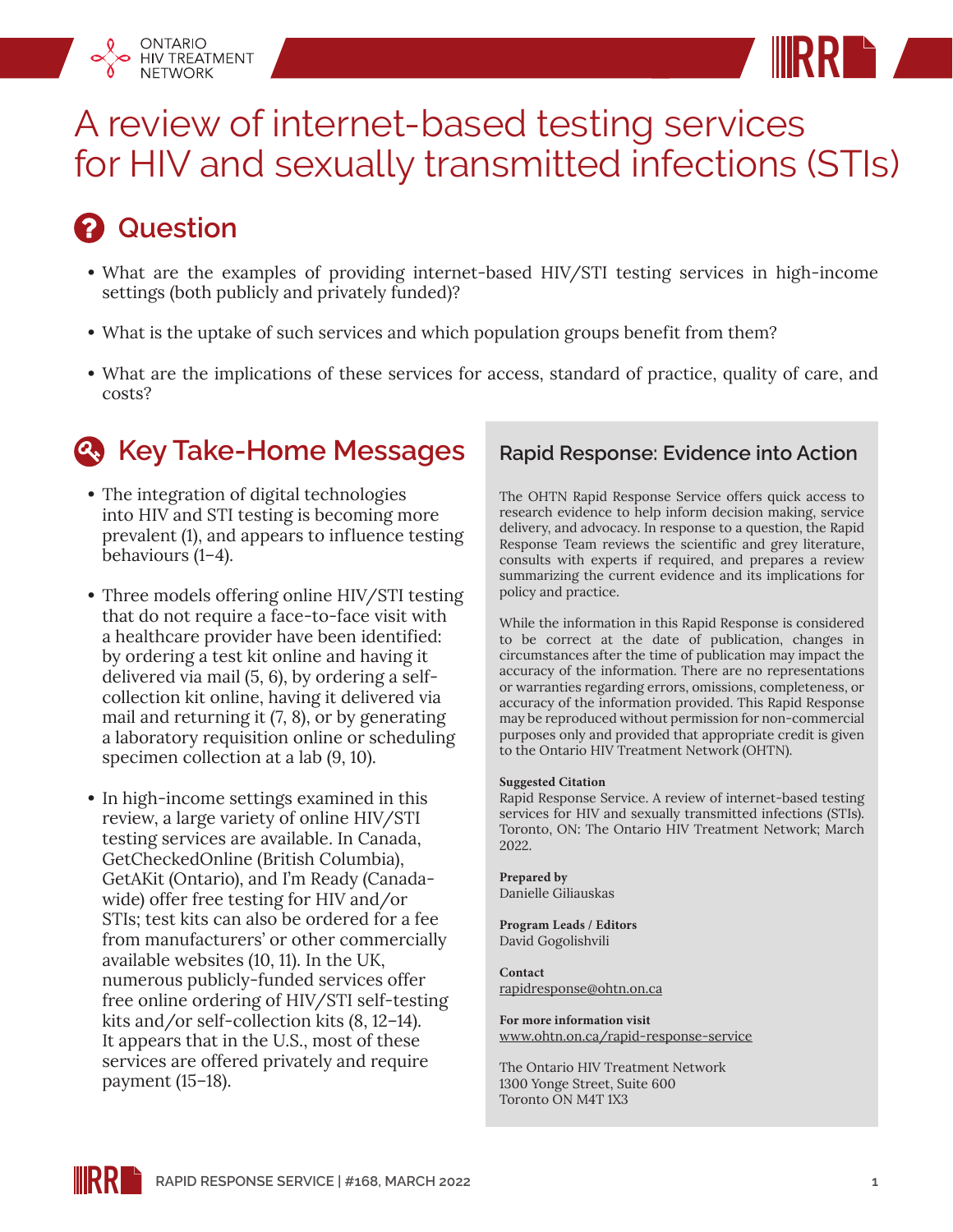# A review of internet-based testing services for HIV and sexually transmitted infections (STIs)

## Question

- What are the examples of providing internet-based HIV/STI testing services in high-income settings (both publicly and privately funded)?
- What is the uptake of such services and which population groups benefit from them?
- What are the implications of these services for access, standard of practice, quality of care, and costs?

## Key Take-Home Messages

- The integration of digital technologies into HIV and STI testing is becoming more prevalent (1), and appears to influence testing behaviours (1–4).
- Three models offering online HIV/STI testing that do not require a face-to-face visit with a healthcare provider have been identified: by ordering a test kit online and having it delivered via mail (5, 6), by ordering a self-collection kit online, having it delivered via mail and returning it (7, 8), or by generating a laboratory requisition online or scheduling specimen collection at a lab (9, 10).
- In high-income settings examined in this review, a large variety of online HIV/STI testing services are available. In Canada, GetCheckedOnline (British Columbia), GetAKit (Ontario), and I'm Ready (Canada-wide) offer free testing for HIV and/or STIs; test kits can also be ordered for a fee from manufacturers' or other commercially available websites (10, 11). In the UK, numerous publicly-funded services offer free online ordering of HIV/STI self-testing kits and/or self-collection kits (8, 12–14). It appears that in the U.S., most of these services are offered privately and require payment (15–18).

### Rapid Response: Evidence into Action

The OHTN Rapid Response Service offers quick access to research evidence to help inform decision making, service delivery, and advocacy. In response to a question, the Rapid Response Team reviews the scientific and grey literature, consults with experts if required, and prepares a review summarizing the current evidence and its implications for policy and practice.

While the information in this Rapid Response is considered to be correct at the date of publication, changes in circumstances after the time of publication may impact the accuracy of the information. There are no representations or warranties regarding errors, omissions, completeness, or accuracy of the information provided. This Rapid Response may be reproduced without permission for non-commercial purposes only and provided that appropriate credit is given to the Ontario HIV Treatment Network (OHTN).

**Suggested Citation**
Rapid Response Service. A review of internet-based testing services for HIV and sexually transmitted infections (STIs). Toronto, ON: The Ontario HIV Treatment Network; March 2022.

**Prepared by**
Danielle Giliauskas

**Program Leads / Editors**
David Gogolishvili

**Contact**
rapidresponse@ohtn.on.ca

**For more information visit**
www.ohtn.on.ca/rapid-response-service

The Ontario HIV Treatment Network
1300 Yonge Street, Suite 600
Toronto ON M4T 1X3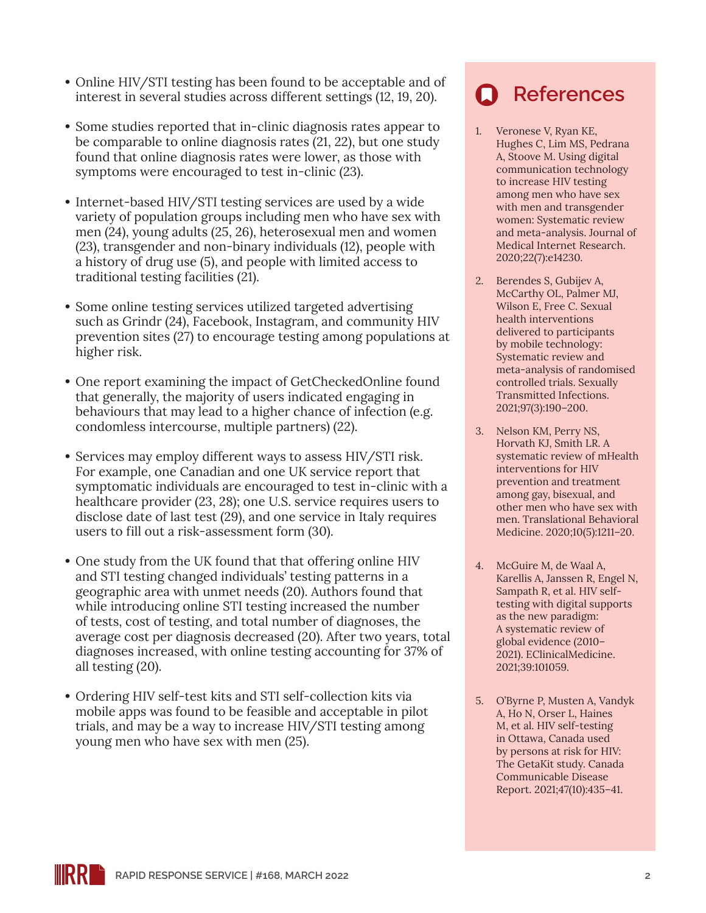- Online HIV/STI testing has been found to be acceptable and of interest in several studies across different settings (12, 19, 20).

- Some studies reported that in-clinic diagnosis rates appear to be comparable to online diagnosis rates (21, 22), but one study found that online diagnosis rates were lower, as those with symptoms were encouraged to test in-clinic (23).

- Internet-based HIV/STI testing services are used by a wide variety of population groups including men who have sex with men (24), young adults (25, 26), heterosexual men and women (23), transgender and non-binary individuals (12), people with a history of drug use (5), and people with limited access to traditional testing facilities (21).

- Some online testing services utilized targeted advertising such as Grindr (24), Facebook, Instagram, and community HIV prevention sites (27) to encourage testing among populations at higher risk.

- One report examining the impact of GetCheckedOnline found that generally, the majority of users indicated engaging in behaviours that may lead to a higher chance of infection (e.g. condomless intercourse, multiple partners) (22).

- Services may employ different ways to assess HIV/STI risk. For example, one Canadian and one UK service report that symptomatic individuals are encouraged to test in-clinic with a healthcare provider (23, 28); one U.S. service requires users to disclose date of last test (29), and one service in Italy requires users to fill out a risk-assessment form (30).

- One study from the UK found that that offering online HIV and STI testing changed individuals' testing patterns in a geographic area with unmet needs (20). Authors found that while introducing online STI testing increased the number of tests, cost of testing, and total number of diagnoses, the average cost per diagnosis decreased (20). After two years, total diagnoses increased, with online testing accounting for 37% of all testing (20).

- Ordering HIV self-test kits and STI self-collection kits via mobile apps was found to be feasible and acceptable in pilot trials, and may be a way to increase HIV/STI testing among young men who have sex with men (25).

## References

1. Veronese V, Ryan KE, Hughes C, Lim MS, Pedrana A, Stoove M. Using digital communication technology to increase HIV testing among men who have sex with men and transgender women: Systematic review and meta-analysis. Journal of Medical Internet Research. 2020;22(7):e14230.

2. Berendes S, Gubijev A, McCarthy OL, Palmer MJ, Wilson E, Free C. Sexual health interventions delivered to participants by mobile technology: Systematic review and meta-analysis of randomised controlled trials. Sexually Transmitted Infections. 2021;97(3):190–200.

3. Nelson KM, Perry NS, Horvath KJ, Smith LR. A systematic review of mHealth interventions for HIV prevention and treatment among gay, bisexual, and other men who have sex with men. Translational Behavioral Medicine. 2020;10(5):1211–20.

4. McGuire M, de Waal A, Karellis A, Janssen R, Engel N, Sampath R, et al. HIV self-testing with digital supports as the new paradigm: A systematic review of global evidence (2010–2021). EClinicalMedicine. 2021;39:101059.

5. O'Byrne P, Musten A, Vandyk A, Ho N, Orser L, Haines M, et al. HIV self-testing in Ottawa, Canada used by persons at risk for HIV: The GetaKit study. Canada Communicable Disease Report. 2021;47(10):435–41.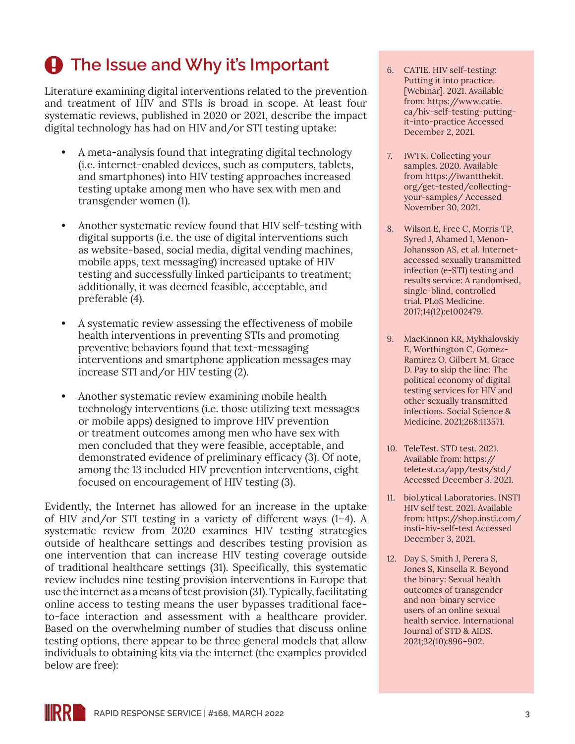## The Issue and Why it's Important

Literature examining digital interventions related to the prevention and treatment of HIV and STIs is broad in scope. At least four systematic reviews, published in 2020 or 2021, describe the impact digital technology has had on HIV and/or STI testing uptake:

- A meta-analysis found that integrating digital technology (i.e. internet-enabled devices, such as computers, tablets, and smartphones) into HIV testing approaches increased testing uptake among men who have sex with men and transgender women (1).
- Another systematic review found that HIV self-testing with digital supports (i.e. the use of digital interventions such as website-based, social media, digital vending machines, mobile apps, text messaging) increased uptake of HIV testing and successfully linked participants to treatment; additionally, it was deemed feasible, acceptable, and preferable (4).
- A systematic review assessing the effectiveness of mobile health interventions in preventing STIs and promoting preventive behaviors found that text-messaging interventions and smartphone application messages may increase STI and/or HIV testing (2).
- Another systematic review examining mobile health technology interventions (i.e. those utilizing text messages or mobile apps) designed to improve HIV prevention or treatment outcomes among men who have sex with men concluded that they were feasible, acceptable, and demonstrated evidence of preliminary efficacy (3). Of note, among the 13 included HIV prevention interventions, eight focused on encouragement of HIV testing (3).

Evidently, the Internet has allowed for an increase in the uptake of HIV and/or STI testing in a variety of different ways (1–4). A systematic review from 2020 examines HIV testing strategies outside of healthcare settings and describes testing provision as one intervention that can increase HIV testing coverage outside of traditional healthcare settings (31). Specifically, this systematic review includes nine testing provision interventions in Europe that use the internet as a means of test provision (31). Typically, facilitating online access to testing means the user bypasses traditional face-to-face interaction and assessment with a healthcare provider. Based on the overwhelming number of studies that discuss online testing options, there appear to be three general models that allow individuals to obtaining kits via the internet (the examples provided below are free):

6. CATIE. HIV self-testing: Putting it into practice. [Webinar]. 2021. Available from: https://www.catie.ca/hiv-self-testing-putting-it-into-practice Accessed December 2, 2021.
7. IWTK. Collecting your samples. 2020. Available from https://iwantthekit.org/get-tested/collecting-your-samples/ Accessed November 30, 2021.
8. Wilson E, Free C, Morris TP, Syred J, Ahamed I, Menon-Johansson AS, et al. Internet-accessed sexually transmitted infection (e-STI) testing and results service: A randomised, single-blind, controlled trial. PLoS Medicine. 2017;14(12):e1002479.
9. MacKinnon KR, Mykhalovskiy E, Worthington C, Gomez-Ramirez O, Gilbert M, Grace D. Pay to skip the line: The political economy of digital testing services for HIV and other sexually transmitted infections. Social Science & Medicine. 2021;268:113571.
10. TeleTest. STD test. 2021. Available from: https://teletest.ca/app/tests/std/ Accessed December 3, 2021.
11. bioLytical Laboratories. INSTI HIV self test. 2021. Available from: https://shop.insti.com/insti-hiv-self-test Accessed December 3, 2021.
12. Day S, Smith J, Perera S, Jones S, Kinsella R. Beyond the binary: Sexual health outcomes of transgender and non-binary service users of an online sexual health service. International Journal of STD & AIDS. 2021;32(10):896–902.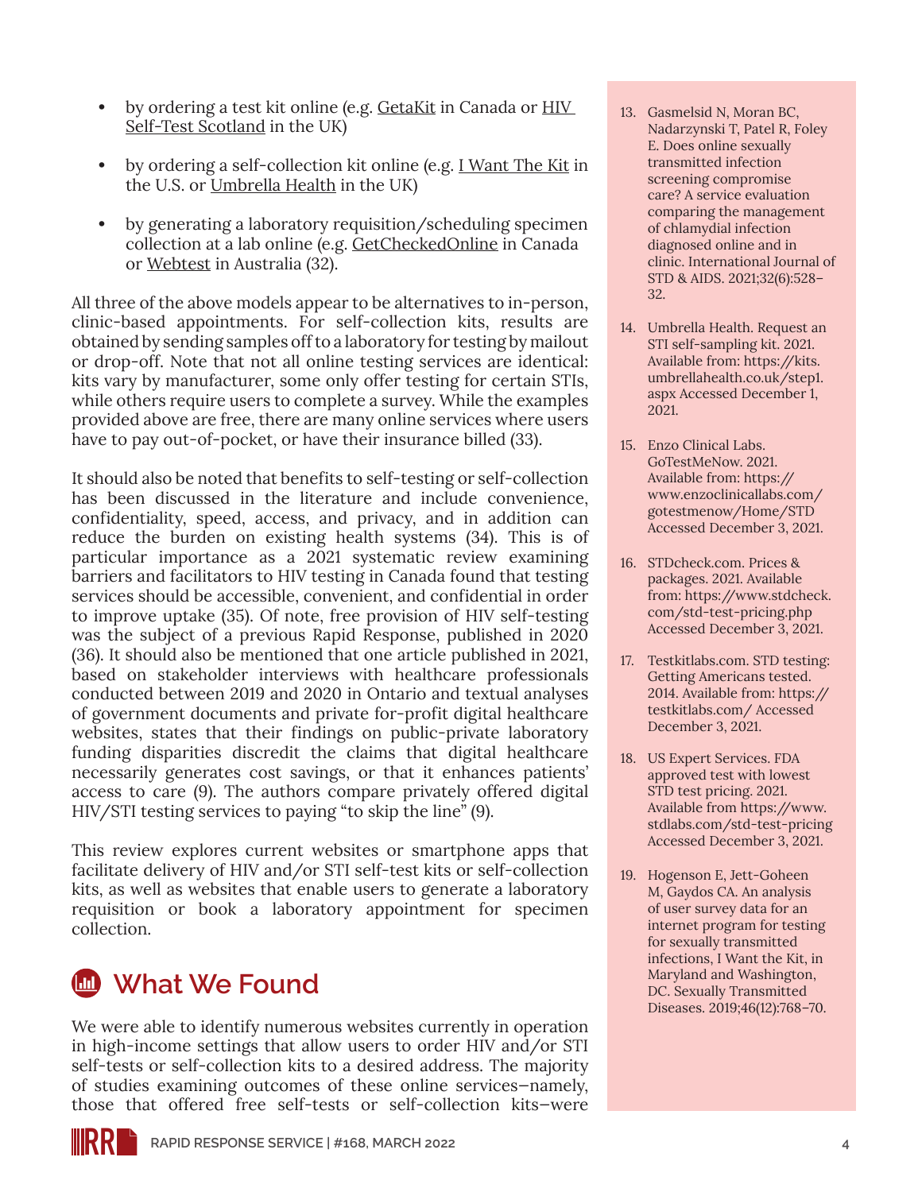- by ordering a test kit online (e.g. GetaKit in Canada or HIV Self-Test Scotland in the UK)
- by ordering a self-collection kit online (e.g. I Want The Kit in the U.S. or Umbrella Health in the UK)
- by generating a laboratory requisition/scheduling specimen collection at a lab online (e.g. GetCheckedOnline in Canada or Webtest in Australia (32).

All three of the above models appear to be alternatives to in-person, clinic-based appointments. For self-collection kits, results are obtained by sending samples off to a laboratory for testing by mailout or drop-off. Note that not all online testing services are identical: kits vary by manufacturer, some only offer testing for certain STIs, while others require users to complete a survey. While the examples provided above are free, there are many online services where users have to pay out-of-pocket, or have their insurance billed (33).

It should also be noted that benefits to self-testing or self-collection has been discussed in the literature and include convenience, confidentiality, speed, access, and privacy, and in addition can reduce the burden on existing health systems (34). This is of particular importance as a 2021 systematic review examining barriers and facilitators to HIV testing in Canada found that testing services should be accessible, convenient, and confidential in order to improve uptake (35). Of note, free provision of HIV self-testing was the subject of a previous Rapid Response, published in 2020 (36). It should also be mentioned that one article published in 2021, based on stakeholder interviews with healthcare professionals conducted between 2019 and 2020 in Ontario and textual analyses of government documents and private for-profit digital healthcare websites, states that their findings on public-private laboratory funding disparities discredit the claims that digital healthcare necessarily generates cost savings, or that it enhances patients' access to care (9). The authors compare privately offered digital HIV/STI testing services to paying "to skip the line" (9).

This review explores current websites or smartphone apps that facilitate delivery of HIV and/or STI self-test kits or self-collection kits, as well as websites that enable users to generate a laboratory requisition or book a laboratory appointment for specimen collection.

## What We Found

We were able to identify numerous websites currently in operation in high-income settings that allow users to order HIV and/or STI self-tests or self-collection kits to a desired address. The majority of studies examining outcomes of these online services—namely, those that offered free self-tests or self-collection kits—were

13. Gasmelsid N, Moran BC, Nadarzynski T, Patel R, Foley E. Does online sexually transmitted infection screening compromise care? A service evaluation comparing the management of chlamydial infection diagnosed online and in clinic. International Journal of STD & AIDS. 2021;32(6):528–32.
14. Umbrella Health. Request an STI self-sampling kit. 2021. Available from: https://kits.umbrellahealth.co.uk/step1.aspx Accessed December 1, 2021.
15. Enzo Clinical Labs. GoTestMeNow. 2021. Available from: https://www.enzoclinicallabs.com/gotestmenow/Home/STD Accessed December 3, 2021.
16. STDcheck.com. Prices & packages. 2021. Available from: https://www.stdcheck.com/std-test-pricing.php Accessed December 3, 2021.
17. Testkitlabs.com. STD testing: Getting Americans tested. 2014. Available from: https://testkitlabs.com/ Accessed December 3, 2021.
18. US Expert Services. FDA approved test with lowest STD test pricing. 2021. Available from https://www.stdlabs.com/std-test-pricing Accessed December 3, 2021.
19. Hogenson E, Jett-Goheen M, Gaydos CA. An analysis of user survey data for an internet program for testing for sexually transmitted infections, I Want the Kit, in Maryland and Washington, DC. Sexually Transmitted Diseases. 2019;46(12):768–70.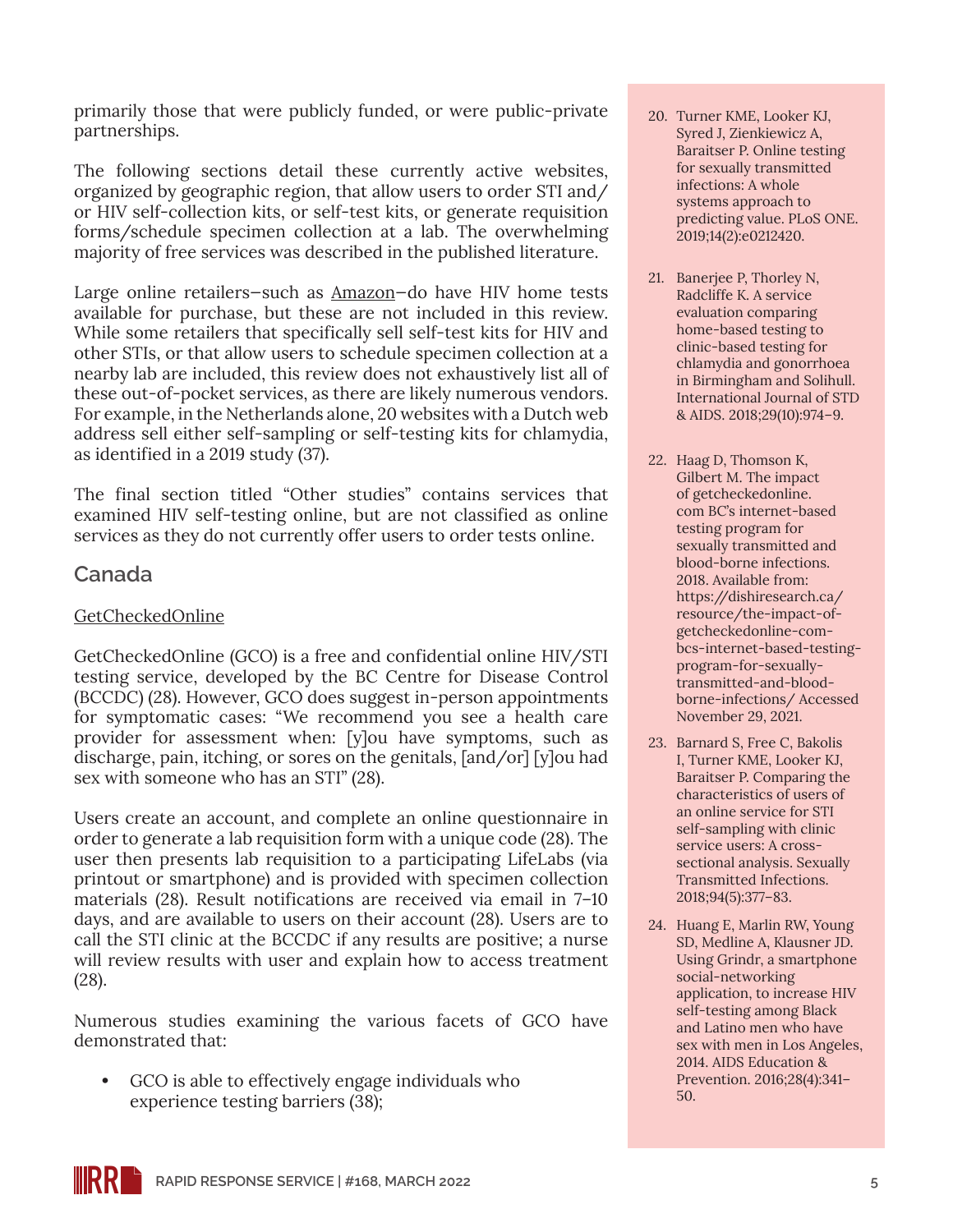primarily those that were publicly funded, or were public-private partnerships.

The following sections detail these currently active websites, organized by geographic region, that allow users to order STI and/or HIV self-collection kits, or self-test kits, or generate requisition forms/schedule specimen collection at a lab. The overwhelming majority of free services was described in the published literature.

Large online retailers—such as Amazon—do have HIV home tests available for purchase, but these are not included in this review. While some retailers that specifically sell self-test kits for HIV and other STIs, or that allow users to schedule specimen collection at a nearby lab are included, this review does not exhaustively list all of these out-of-pocket services, as there are likely numerous vendors. For example, in the Netherlands alone, 20 websites with a Dutch web address sell either self-sampling or self-testing kits for chlamydia, as identified in a 2019 study (37).

The final section titled "Other studies" contains services that examined HIV self-testing online, but are not classified as online services as they do not currently offer users to order tests online.

## Canada

### GetCheckedOnline

GetCheckedOnline (GCO) is a free and confidential online HIV/STI testing service, developed by the BC Centre for Disease Control (BCCDC) (28). However, GCO does suggest in-person appointments for symptomatic cases: "We recommend you see a health care provider for assessment when: [y]ou have symptoms, such as discharge, pain, itching, or sores on the genitals, [and/or] [y]ou had sex with someone who has an STI" (28).

Users create an account, and complete an online questionnaire in order to generate a lab requisition form with a unique code (28). The user then presents lab requisition to a participating LifeLabs (via printout or smartphone) and is provided with specimen collection materials (28). Result notifications are received via email in 7–10 days, and are available to users on their account (28). Users are to call the STI clinic at the BCCDC if any results are positive; a nurse will review results with user and explain how to access treatment (28).

Numerous studies examining the various facets of GCO have demonstrated that:

- GCO is able to effectively engage individuals who experience testing barriers (38);

20. Turner KME, Looker KJ, Syred J, Zienkiewicz A, Baraitser P. Online testing for sexually transmitted infections: A whole systems approach to predicting value. PLoS ONE. 2019;14(2):e0212420.

21. Banerjee P, Thorley N, Radcliffe K. A service evaluation comparing home-based testing to clinic-based testing for chlamydia and gonorrhoea in Birmingham and Solihull. International Journal of STD & AIDS. 2018;29(10):974–9.

22. Haag D, Thomson K, Gilbert M. The impact of getcheckedonline.com BC's internet-based testing program for sexually transmitted and blood-borne infections. 2018. Available from: https://dishiresearch.ca/resource/the-impact-of-getcheckedonline-com-bcs-internet-based-testing-program-for-sexually-transmitted-and-blood-borne-infections/ Accessed November 29, 2021.

23. Barnard S, Free C, Bakolis I, Turner KME, Looker KJ, Baraitser P. Comparing the characteristics of users of an online service for STI self-sampling with clinic service users: A cross-sectional analysis. Sexually Transmitted Infections. 2018;94(5):377–83.

24. Huang E, Marlin RW, Young SD, Medline A, Klausner JD. Using Grindr, a smartphone social-networking application, to increase HIV self-testing among Black and Latino men who have sex with men in Los Angeles, 2014. AIDS Education & Prevention. 2016;28(4):341–50.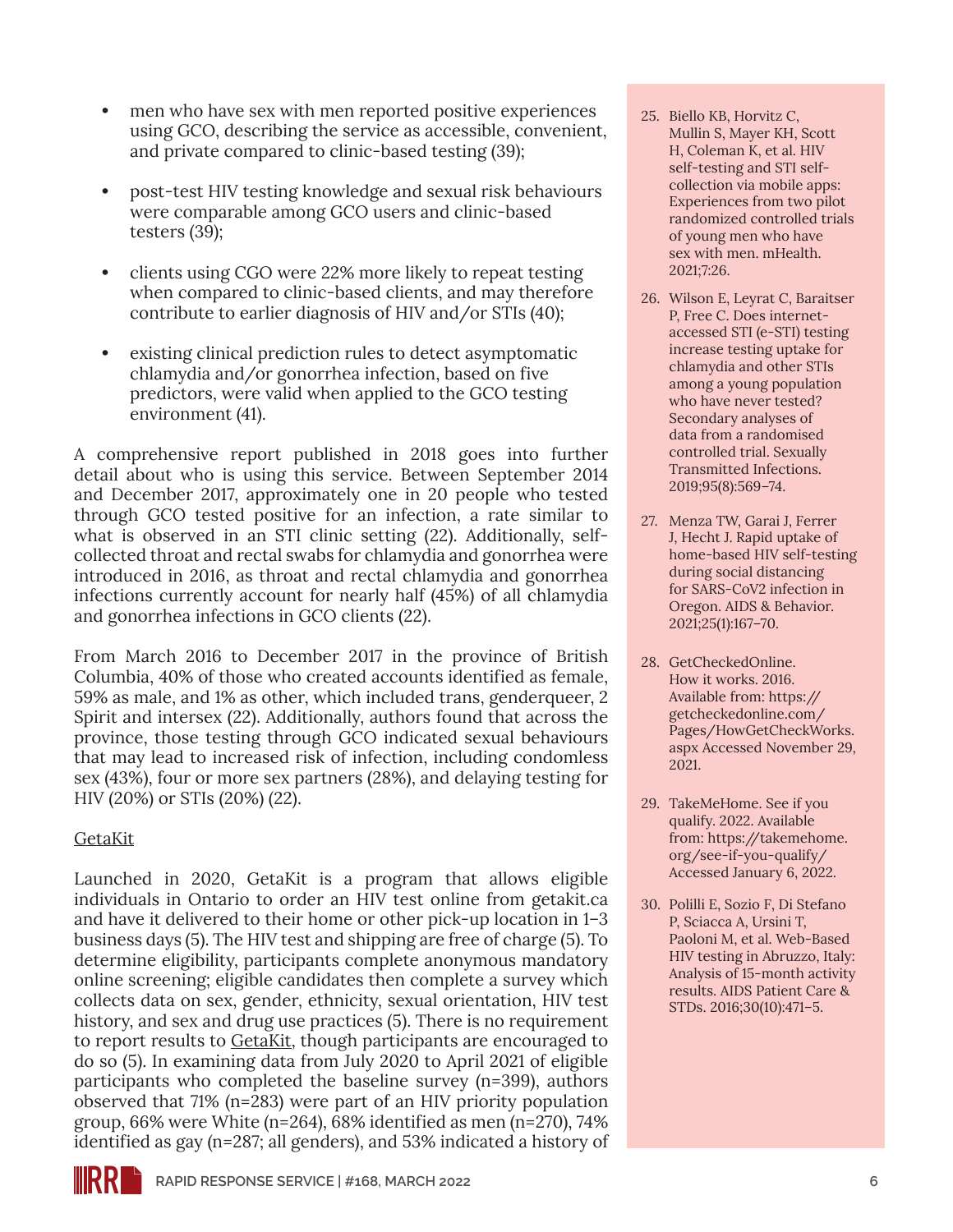- men who have sex with men reported positive experiences using GCO, describing the service as accessible, convenient, and private compared to clinic-based testing (39);
- post-test HIV testing knowledge and sexual risk behaviours were comparable among GCO users and clinic-based testers (39);
- clients using CGO were 22% more likely to repeat testing when compared to clinic-based clients, and may therefore contribute to earlier diagnosis of HIV and/or STIs (40);
- existing clinical prediction rules to detect asymptomatic chlamydia and/or gonorrhea infection, based on five predictors, were valid when applied to the GCO testing environment (41).

A comprehensive report published in 2018 goes into further detail about who is using this service. Between September 2014 and December 2017, approximately one in 20 people who tested through GCO tested positive for an infection, a rate similar to what is observed in an STI clinic setting (22). Additionally, self-collected throat and rectal swabs for chlamydia and gonorrhea were introduced in 2016, as throat and rectal chlamydia and gonorrhea infections currently account for nearly half (45%) of all chlamydia and gonorrhea infections in GCO clients (22).

From March 2016 to December 2017 in the province of British Columbia, 40% of those who created accounts identified as female, 59% as male, and 1% as other, which included trans, genderqueer, 2 Spirit and intersex (22). Additionally, authors found that across the province, those testing through GCO indicated sexual behaviours that may lead to increased risk of infection, including condomless sex (43%), four or more sex partners (28%), and delaying testing for HIV (20%) or STIs (20%) (22).

### GetaKit

Launched in 2020, GetaKit is a program that allows eligible individuals in Ontario to order an HIV test online from getakit.ca and have it delivered to their home or other pick-up location in 1–3 business days (5). The HIV test and shipping are free of charge (5). To determine eligibility, participants complete anonymous mandatory online screening; eligible candidates then complete a survey which collects data on sex, gender, ethnicity, sexual orientation, HIV test history, and sex and drug use practices (5). There is no requirement to report results to GetaKit, though participants are encouraged to do so (5). In examining data from July 2020 to April 2021 of eligible participants who completed the baseline survey (n=399), authors observed that 71% (n=283) were part of an HIV priority population group, 66% were White (n=264), 68% identified as men (n=270), 74% identified as gay (n=287; all genders), and 53% indicated a history of

25. Biello KB, Horvitz C, Mullin S, Mayer KH, Scott H, Coleman K, et al. HIV self-testing and STI self-collection via mobile apps: Experiences from two pilot randomized controlled trials of young men who have sex with men. mHealth. 2021;7:26.
26. Wilson E, Leyrat C, Baraitser P, Free C. Does internet-accessed STI (e-STI) testing increase testing uptake for chlamydia and other STIs among a young population who have never tested? Secondary analyses of data from a randomised controlled trial. Sexually Transmitted Infections. 2019;95(8):569–74.
27. Menza TW, Garai J, Ferrer J, Hecht J. Rapid uptake of home-based HIV self-testing during social distancing for SARS-CoV2 infection in Oregon. AIDS & Behavior. 2021;25(1):167–70.
28. GetCheckedOnline. How it works. 2016. Available from: https://getcheckedonline.com/Pages/HowGetCheckWorks.aspx Accessed November 29, 2021.
29. TakeMeHome. See if you qualify. 2022. Available from: https://takemehome.org/see-if-you-qualify/ Accessed January 6, 2022.
30. Polilli E, Sozio F, Di Stefano P, Sciacca A, Ursini T, Paoloni M, et al. Web-Based HIV testing in Abruzzo, Italy: Analysis of 15-month activity results. AIDS Patient Care & STDs. 2016;30(10):471–5.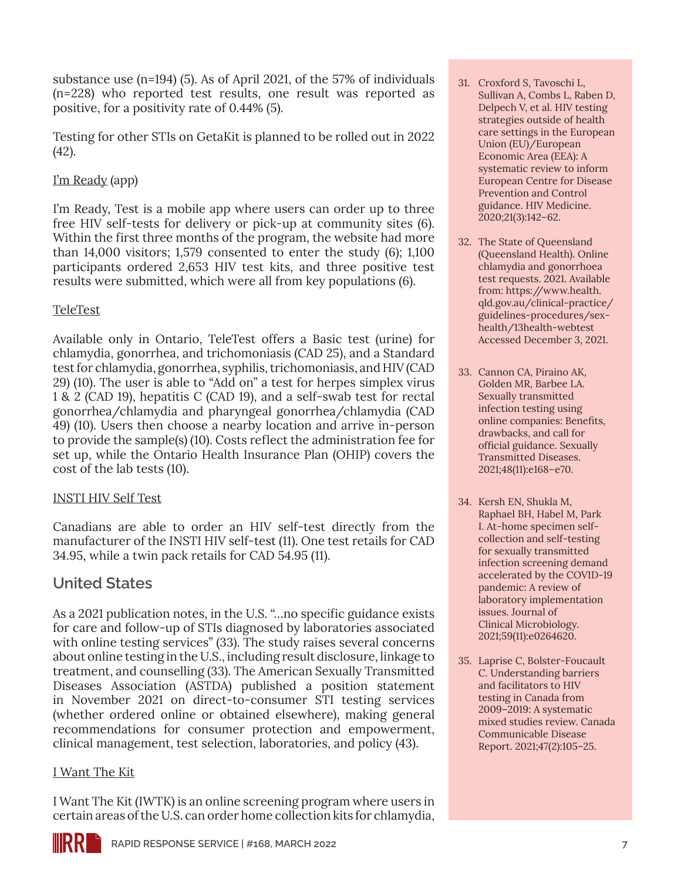substance use (n=194) (5). As of April 2021, of the 57% of individuals (n=228) who reported test results, one result was reported as positive, for a positivity rate of 0.44% (5).

Testing for other STIs on GetaKit is planned to be rolled out in 2022 (42).

I'm Ready (app)

I'm Ready, Test is a mobile app where users can order up to three free HIV self-tests for delivery or pick-up at community sites (6). Within the first three months of the program, the website had more than 14,000 visitors; 1,579 consented to enter the study (6); 1,100 participants ordered 2,653 HIV test kits, and three positive test results were submitted, which were all from key populations (6).

TeleTest

Available only in Ontario, TeleTest offers a Basic test (urine) for chlamydia, gonorrhea, and trichomoniasis (CAD 25), and a Standard test for chlamydia, gonorrhea, syphilis, trichomoniasis, and HIV (CAD 29) (10). The user is able to "Add on" a test for herpes simplex virus 1 & 2 (CAD 19), hepatitis C (CAD 19), and a self-swab test for rectal gonorrhea/chlamydia and pharyngeal gonorrhea/chlamydia (CAD 49) (10). Users then choose a nearby location and arrive in-person to provide the sample(s) (10). Costs reflect the administration fee for set up, while the Ontario Health Insurance Plan (OHIP) covers the cost of the lab tests (10).

INSTI HIV Self Test

Canadians are able to order an HIV self-test directly from the manufacturer of the INSTI HIV self-test (11). One test retails for CAD 34.95, while a twin pack retails for CAD 54.95 (11).

## United States

As a 2021 publication notes, in the U.S. "…no specific guidance exists for care and follow-up of STIs diagnosed by laboratories associated with online testing services" (33). The study raises several concerns about online testing in the U.S., including result disclosure, linkage to treatment, and counselling (33). The American Sexually Transmitted Diseases Association (ASTDA) published a position statement in November 2021 on direct-to-consumer STI testing services (whether ordered online or obtained elsewhere), making general recommendations for consumer protection and empowerment, clinical management, test selection, laboratories, and policy (43).

I Want The Kit

I Want The Kit (IWTK) is an online screening program where users in certain areas of the U.S. can order home collection kits for chlamydia,

31. Croxford S, Tavoschi L, Sullivan A, Combs L, Raben D, Delpech V, et al. HIV testing strategies outside of health care settings in the European Union (EU)/European Economic Area (EEA): A systematic review to inform European Centre for Disease Prevention and Control guidance. HIV Medicine. 2020;21(3):142–62.
32. The State of Queensland (Queensland Health). Online chlamydia and gonorrhoea test requests. 2021. Available from: https://www.health.qld.gov.au/clinical-practice/guidelines-procedures/sex-health/13health-webtest Accessed December 3, 2021.
33. Cannon CA, Piraino AK, Golden MR, Barbee LA. Sexually transmitted infection testing using online companies: Benefits, drawbacks, and call for official guidance. Sexually Transmitted Diseases. 2021;48(11):e168–e70.
34. Kersh EN, Shukla M, Raphael BH, Habel M, Park I. At-home specimen self-collection and self-testing for sexually transmitted infection screening demand accelerated by the COVID-19 pandemic: A review of laboratory implementation issues. Journal of Clinical Microbiology. 2021;59(11):e0264620.
35. Laprise C, Bolster-Foucault C. Understanding barriers and facilitators to HIV testing in Canada from 2009–2019: A systematic mixed studies review. Canada Communicable Disease Report. 2021;47(2):105–25.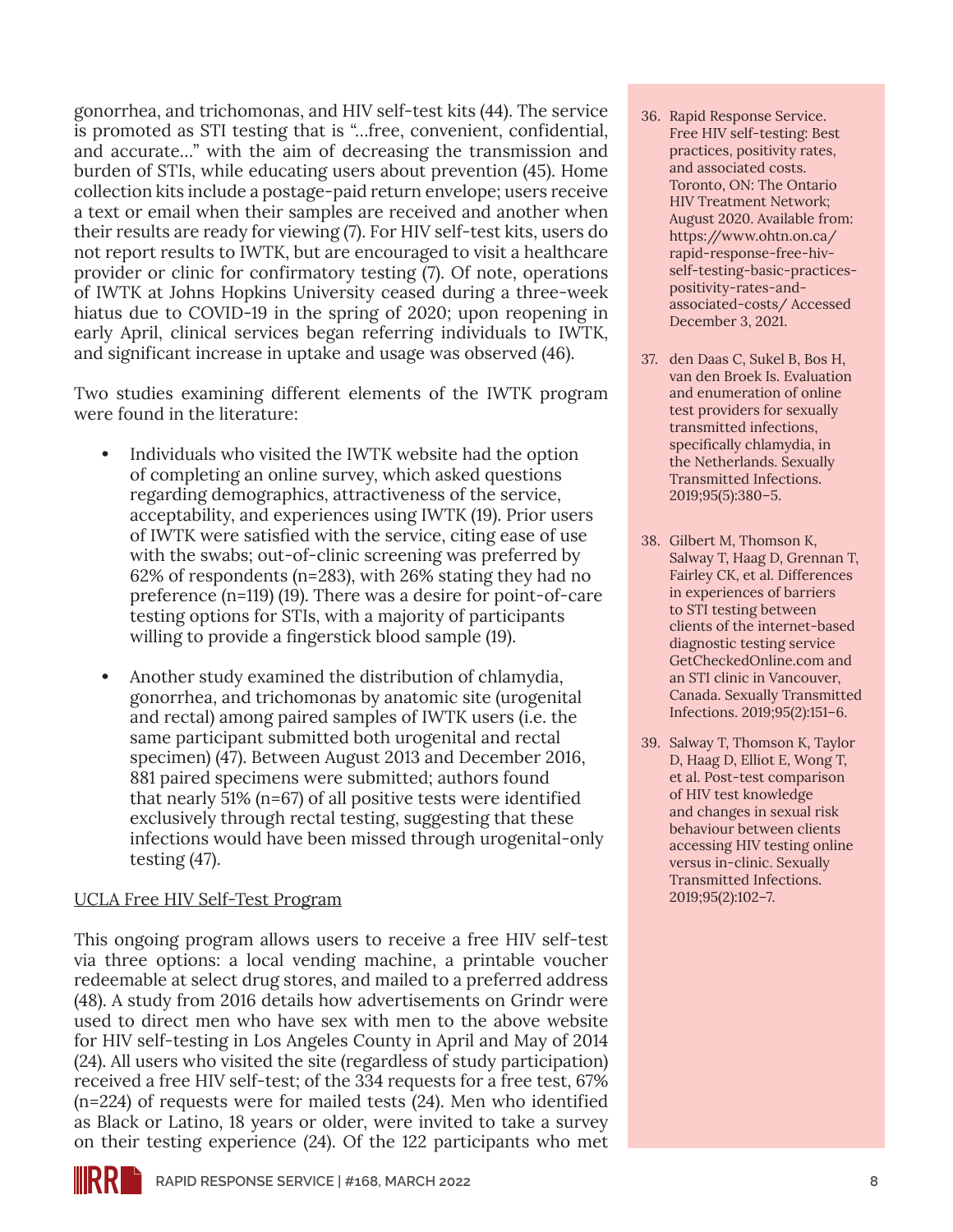gonorrhea, and trichomonas, and HIV self-test kits (44). The service is promoted as STI testing that is "…free, convenient, confidential, and accurate…" with the aim of decreasing the transmission and burden of STIs, while educating users about prevention (45). Home collection kits include a postage-paid return envelope; users receive a text or email when their samples are received and another when their results are ready for viewing (7). For HIV self-test kits, users do not report results to IWTK, but are encouraged to visit a healthcare provider or clinic for confirmatory testing (7). Of note, operations of IWTK at Johns Hopkins University ceased during a three-week hiatus due to COVID-19 in the spring of 2020; upon reopening in early April, clinical services began referring individuals to IWTK, and significant increase in uptake and usage was observed (46).

Two studies examining different elements of the IWTK program were found in the literature:

- Individuals who visited the IWTK website had the option of completing an online survey, which asked questions regarding demographics, attractiveness of the service, acceptability, and experiences using IWTK (19). Prior users of IWTK were satisfied with the service, citing ease of use with the swabs; out-of-clinic screening was preferred by 62% of respondents (n=283), with 26% stating they had no preference (n=119) (19). There was a desire for point-of-care testing options for STIs, with a majority of participants willing to provide a fingerstick blood sample (19).
- Another study examined the distribution of chlamydia, gonorrhea, and trichomonas by anatomic site (urogenital and rectal) among paired samples of IWTK users (i.e. the same participant submitted both urogenital and rectal specimen) (47). Between August 2013 and December 2016, 881 paired specimens were submitted; authors found that nearly 51% (n=67) of all positive tests were identified exclusively through rectal testing, suggesting that these infections would have been missed through urogenital-only testing (47).

<u>UCLA Free HIV Self-Test Program</u>

This ongoing program allows users to receive a free HIV self-test via three options: a local vending machine, a printable voucher redeemable at select drug stores, and mailed to a preferred address (48). A study from 2016 details how advertisements on Grindr were used to direct men who have sex with men to the above website for HIV self-testing in Los Angeles County in April and May of 2014 (24). All users who visited the site (regardless of study participation) received a free HIV self-test; of the 334 requests for a free test, 67% (n=224) of requests were for mailed tests (24). Men who identified as Black or Latino, 18 years or older, were invited to take a survey on their testing experience (24). Of the 122 participants who met

36. Rapid Response Service. Free HIV self-testing: Best practices, positivity rates, and associated costs. Toronto, ON: The Ontario HIV Treatment Network; August 2020. Available from: https://www.ohtn.on.ca/rapid-response-free-hiv-self-testing-basic-practices-positivity-rates-and-associated-costs/ Accessed December 3, 2021.
37. den Daas C, Sukel B, Bos H, van den Broek Is. Evaluation and enumeration of online test providers for sexually transmitted infections, specifically chlamydia, in the Netherlands. Sexually Transmitted Infections. 2019;95(5):380–5.
38. Gilbert M, Thomson K, Salway T, Haag D, Grennan T, Fairley CK, et al. Differences in experiences of barriers to STI testing between clients of the internet-based diagnostic testing service GetCheckedOnline.com and an STI clinic in Vancouver, Canada. Sexually Transmitted Infections. 2019;95(2):151–6.
39. Salway T, Thomson K, Taylor D, Haag D, Elliot E, Wong T, et al. Post-test comparison of HIV test knowledge and changes in sexual risk behaviour between clients accessing HIV testing online versus in-clinic. Sexually Transmitted Infections. 2019;95(2):102–7.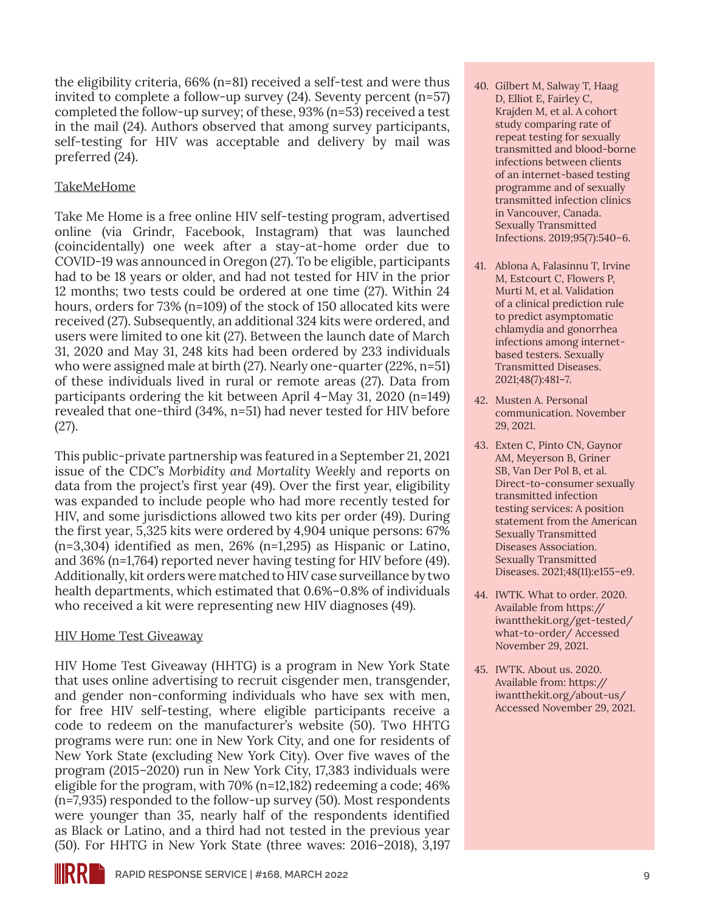the eligibility criteria, 66% (n=81) received a self-test and were thus invited to complete a follow-up survey (24). Seventy percent (n=57) completed the follow-up survey; of these, 93% (n=53) received a test in the mail (24). Authors observed that among survey participants, self-testing for HIV was acceptable and delivery by mail was preferred (24).

TakeMeHome

Take Me Home is a free online HIV self-testing program, advertised online (via Grindr, Facebook, Instagram) that was launched (coincidentally) one week after a stay-at-home order due to COVID-19 was announced in Oregon (27). To be eligible, participants had to be 18 years or older, and had not tested for HIV in the prior 12 months; two tests could be ordered at one time (27). Within 24 hours, orders for 73% (n=109) of the stock of 150 allocated kits were received (27). Subsequently, an additional 324 kits were ordered, and users were limited to one kit (27). Between the launch date of March 31, 2020 and May 31, 248 kits had been ordered by 233 individuals who were assigned male at birth (27). Nearly one-quarter (22%, n=51) of these individuals lived in rural or remote areas (27). Data from participants ordering the kit between April 4–May 31, 2020 (n=149) revealed that one-third (34%, n=51) had never tested for HIV before (27).

This public-private partnership was featured in a September 21, 2021 issue of the CDC's *Morbidity and Mortality Weekly* and reports on data from the project's first year (49). Over the first year, eligibility was expanded to include people who had more recently tested for HIV, and some jurisdictions allowed two kits per order (49). During the first year, 5,325 kits were ordered by 4,904 unique persons: 67% (n=3,304) identified as men, 26% (n=1,295) as Hispanic or Latino, and 36% (n=1,764) reported never having testing for HIV before (49). Additionally, kit orders were matched to HIV case surveillance by two health departments, which estimated that 0.6%–0.8% of individuals who received a kit were representing new HIV diagnoses (49).

HIV Home Test Giveaway

HIV Home Test Giveaway (HHTG) is a program in New York State that uses online advertising to recruit cisgender men, transgender, and gender non-conforming individuals who have sex with men, for free HIV self-testing, where eligible participants receive a code to redeem on the manufacturer's website (50). Two HHTG programs were run: one in New York City, and one for residents of New York State (excluding New York City). Over five waves of the program (2015–2020) run in New York City, 17,383 individuals were eligible for the program, with 70% (n=12,182) redeeming a code; 46% (n=7,935) responded to the follow-up survey (50). Most respondents were younger than 35, nearly half of the respondents identified as Black or Latino, and a third had not tested in the previous year (50). For HHTG in New York State (three waves: 2016–2018), 3,197

40. Gilbert M, Salway T, Haag D, Elliot E, Fairley C, Krajden M, et al. A cohort study comparing rate of repeat testing for sexually transmitted and blood-borne infections between clients of an internet-based testing programme and of sexually transmitted infection clinics in Vancouver, Canada. Sexually Transmitted Infections. 2019;95(7):540–6.

41. Ablona A, Falasinnu T, Irvine M, Estcourt C, Flowers P, Murti M, et al. Validation of a clinical prediction rule to predict asymptomatic chlamydia and gonorrhea infections among internet-based testers. Sexually Transmitted Diseases. 2021;48(7):481–7.

42. Musten A. Personal communication. November 29, 2021.

43. Exten C, Pinto CN, Gaynor AM, Meyerson B, Griner SB, Van Der Pol B, et al. Direct-to-consumer sexually transmitted infection testing services: A position statement from the American Sexually Transmitted Diseases Association. Sexually Transmitted Diseases. 2021;48(11):e155–e9.

44. IWTK. What to order. 2020. Available from https://iwantthekit.org/get-tested/what-to-order/ Accessed November 29, 2021.

45. IWTK. About us. 2020. Available from: https://iwantthekit.org/about-us/ Accessed November 29, 2021.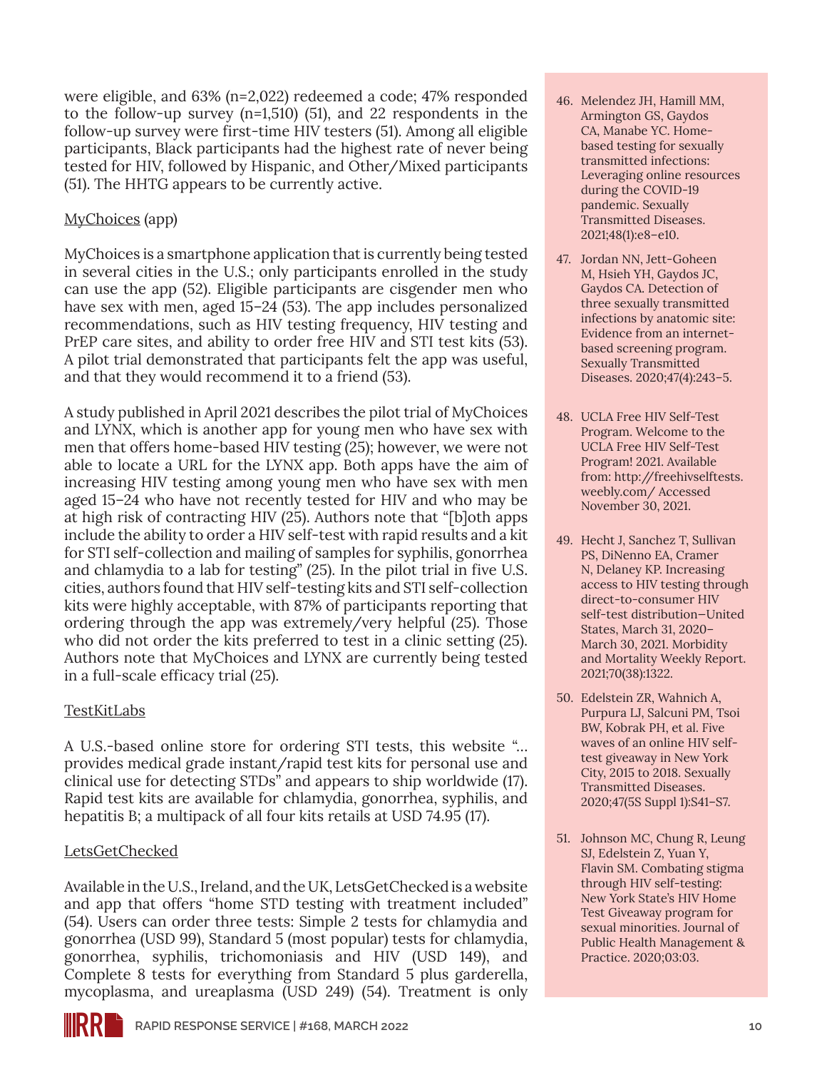were eligible, and 63% (n=2,022) redeemed a code; 47% responded to the follow-up survey (n=1,510) (51), and 22 respondents in the follow-up survey were first-time HIV testers (51). Among all eligible participants, Black participants had the highest rate of never being tested for HIV, followed by Hispanic, and Other/Mixed participants (51). The HHTG appears to be currently active.

MyChoices (app)

MyChoices is a smartphone application that is currently being tested in several cities in the U.S.; only participants enrolled in the study can use the app (52). Eligible participants are cisgender men who have sex with men, aged 15–24 (53). The app includes personalized recommendations, such as HIV testing frequency, HIV testing and PrEP care sites, and ability to order free HIV and STI test kits (53). A pilot trial demonstrated that participants felt the app was useful, and that they would recommend it to a friend (53).

A study published in April 2021 describes the pilot trial of MyChoices and LYNX, which is another app for young men who have sex with men that offers home-based HIV testing (25); however, we were not able to locate a URL for the LYNX app. Both apps have the aim of increasing HIV testing among young men who have sex with men aged 15–24 who have not recently tested for HIV and who may be at high risk of contracting HIV (25). Authors note that "[b]oth apps include the ability to order a HIV self-test with rapid results and a kit for STI self-collection and mailing of samples for syphilis, gonorrhea and chlamydia to a lab for testing" (25). In the pilot trial in five U.S. cities, authors found that HIV self-testing kits and STI self-collection kits were highly acceptable, with 87% of participants reporting that ordering through the app was extremely/very helpful (25). Those who did not order the kits preferred to test in a clinic setting (25). Authors note that MyChoices and LYNX are currently being tested in a full-scale efficacy trial (25).

TestKitLabs

A U.S.-based online store for ordering STI tests, this website "… provides medical grade instant/rapid test kits for personal use and clinical use for detecting STDs" and appears to ship worldwide (17). Rapid test kits are available for chlamydia, gonorrhea, syphilis, and hepatitis B; a multipack of all four kits retails at USD 74.95 (17).

LetsGetChecked

Available in the U.S., Ireland, and the UK, LetsGetChecked is a website and app that offers "home STD testing with treatment included" (54). Users can order three tests: Simple 2 tests for chlamydia and gonorrhea (USD 99), Standard 5 (most popular) tests for chlamydia, gonorrhea, syphilis, trichomoniasis and HIV (USD 149), and Complete 8 tests for everything from Standard 5 plus garderella, mycoplasma, and ureaplasma (USD 249) (54). Treatment is only

46. Melendez JH, Hamill MM, Armington GS, Gaydos CA, Manabe YC. Home-based testing for sexually transmitted infections: Leveraging online resources during the COVID-19 pandemic. Sexually Transmitted Diseases. 2021;48(1):e8–e10.
47. Jordan NN, Jett-Goheen M, Hsieh YH, Gaydos JC, Gaydos CA. Detection of three sexually transmitted infections by anatomic site: Evidence from an internet-based screening program. Sexually Transmitted Diseases. 2020;47(4):243–5.
48. UCLA Free HIV Self-Test Program. Welcome to the UCLA Free HIV Self-Test Program! 2021. Available from: http://freehivselftests.weebly.com/ Accessed November 30, 2021.
49. Hecht J, Sanchez T, Sullivan PS, DiNenno EA, Cramer N, Delaney KP. Increasing access to HIV testing through direct-to-consumer HIV self-test distribution—United States, March 31, 2020–March 30, 2021. Morbidity and Mortality Weekly Report. 2021;70(38):1322.
50. Edelstein ZR, Wahnich A, Purpura LJ, Salcuni PM, Tsoi BW, Kobrak PH, et al. Five waves of an online HIV self-test giveaway in New York City, 2015 to 2018. Sexually Transmitted Diseases. 2020;47(5S Suppl 1):S41–S7.
51. Johnson MC, Chung R, Leung SJ, Edelstein Z, Yuan Y, Flavin SM. Combating stigma through HIV self-testing: New York State's HIV Home Test Giveaway program for sexual minorities. Journal of Public Health Management & Practice. 2020;03:03.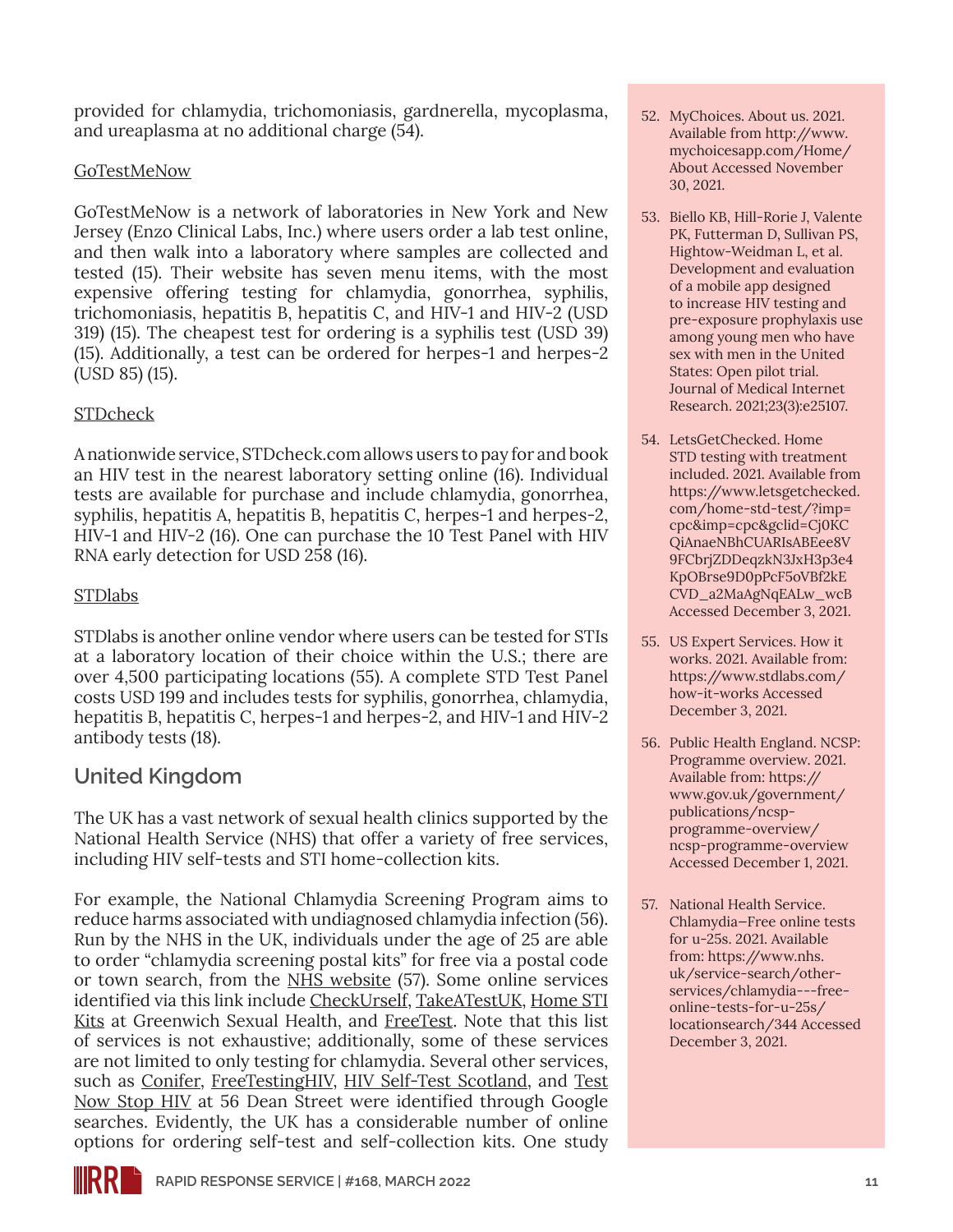provided for chlamydia, trichomoniasis, gardnerella, mycoplasma, and ureaplasma at no additional charge (54).

GoTestMeNow

GoTestMeNow is a network of laboratories in New York and New Jersey (Enzo Clinical Labs, Inc.) where users order a lab test online, and then walk into a laboratory where samples are collected and tested (15). Their website has seven menu items, with the most expensive offering testing for chlamydia, gonorrhea, syphilis, trichomoniasis, hepatitis B, hepatitis C, and HIV-1 and HIV-2 (USD 319) (15). The cheapest test for ordering is a syphilis test (USD 39) (15). Additionally, a test can be ordered for herpes-1 and herpes-2 (USD 85) (15).

STDcheck

A nationwide service, STDcheck.com allows users to pay for and book an HIV test in the nearest laboratory setting online (16). Individual tests are available for purchase and include chlamydia, gonorrhea, syphilis, hepatitis A, hepatitis B, hepatitis C, herpes-1 and herpes-2, HIV-1 and HIV-2 (16). One can purchase the 10 Test Panel with HIV RNA early detection for USD 258 (16).

STDlabs

STDlabs is another online vendor where users can be tested for STIs at a laboratory location of their choice within the U.S.; there are over 4,500 participating locations (55). A complete STD Test Panel costs USD 199 and includes tests for syphilis, gonorrhea, chlamydia, hepatitis B, hepatitis C, herpes-1 and herpes-2, and HIV-1 and HIV-2 antibody tests (18).

## United Kingdom

The UK has a vast network of sexual health clinics supported by the National Health Service (NHS) that offer a variety of free services, including HIV self-tests and STI home-collection kits.

For example, the National Chlamydia Screening Program aims to reduce harms associated with undiagnosed chlamydia infection (56). Run by the NHS in the UK, individuals under the age of 25 are able to order "chlamydia screening postal kits" for free via a postal code or town search, from the NHS website (57). Some online services identified via this link include CheckUrself, TakeATestUK, Home STI Kits at Greenwich Sexual Health, and FreeTest. Note that this list of services is not exhaustive; additionally, some of these services are not limited to only testing for chlamydia. Several other services, such as Conifer, FreeTestingHIV, HIV Self-Test Scotland, and Test Now Stop HIV at 56 Dean Street were identified through Google searches. Evidently, the UK has a considerable number of online options for ordering self-test and self-collection kits. One study

52. MyChoices. About us. 2021. Available from http://www.mychoicesapp.com/Home/About Accessed November 30, 2021.
53. Biello KB, Hill-Rorie J, Valente PK, Futterman D, Sullivan PS, Hightow-Weidman L, et al. Development and evaluation of a mobile app designed to increase HIV testing and pre-exposure prophylaxis use among young men who have sex with men in the United States: Open pilot trial. Journal of Medical Internet Research. 2021;23(3):e25107.
54. LetsGetChecked. Home STD testing with treatment included. 2021. Available from https://www.letsgetchecked.com/home-std-test/?imp=cpc&imp=cpc&gclid=Cj0KCQiAnaeNBhCUARIsABEee8V9FCbrjZDDeqzkN3JxH3p3e4KpOBrse9D0pPcF5oVBf2kECVD_a2MaAgNqEALw_wcB Accessed December 3, 2021.
55. US Expert Services. How it works. 2021. Available from: https://www.stdlabs.com/how-it-works Accessed December 3, 2021.
56. Public Health England. NCSP: Programme overview. 2021. Available from: https://www.gov.uk/government/publications/ncsp-programme-overview/ncsp-programme-overview Accessed December 1, 2021.
57. National Health Service. Chlamydia—Free online tests for u-25s. 2021. Available from: https://www.nhs.uk/service-search/other-services/chlamydia---free-online-tests-for-u-25s/locationsearch/344 Accessed December 3, 2021.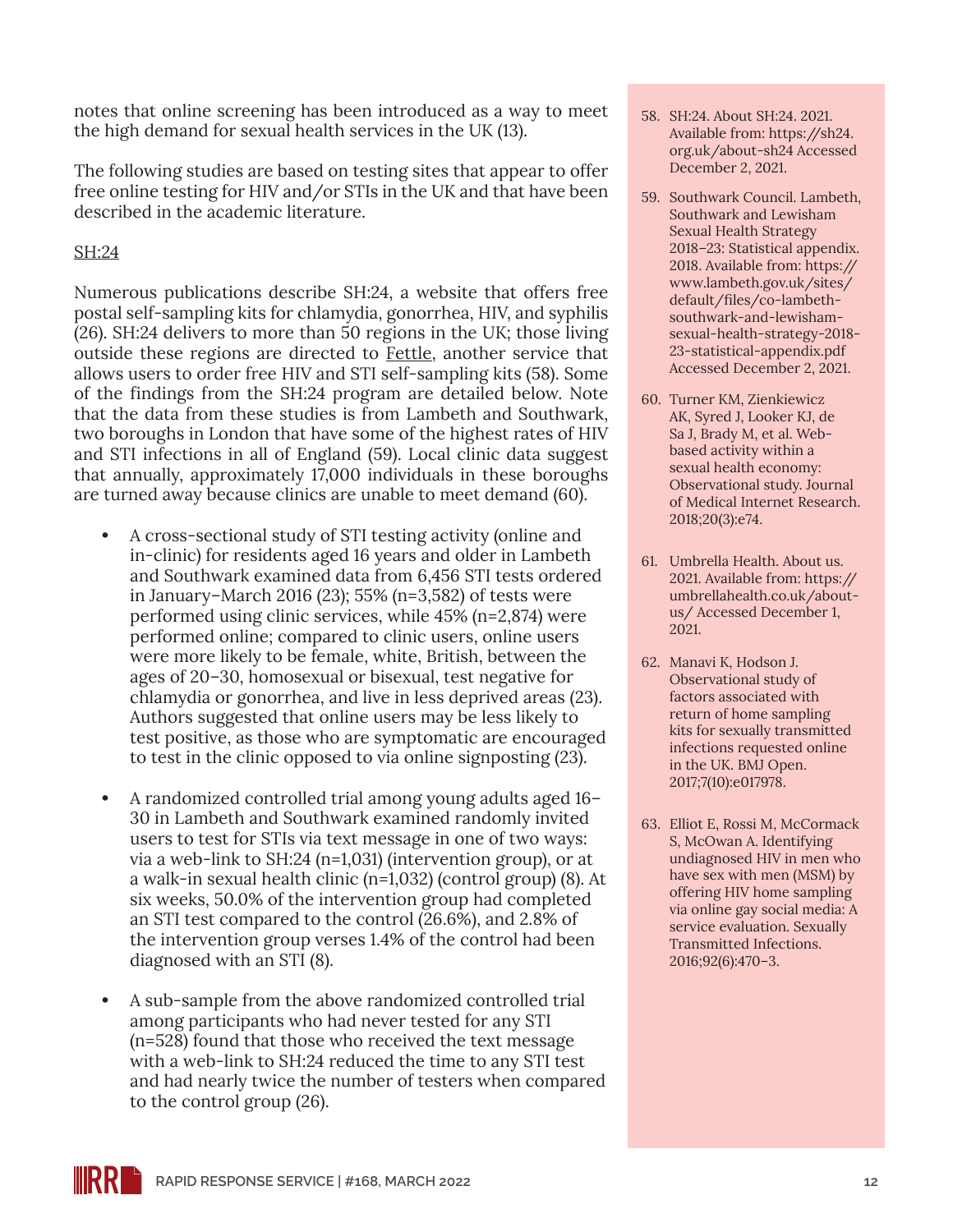notes that online screening has been introduced as a way to meet the high demand for sexual health services in the UK (13).

The following studies are based on testing sites that appear to offer free online testing for HIV and/or STIs in the UK and that have been described in the academic literature.

SH:24

Numerous publications describe SH:24, a website that offers free postal self-sampling kits for chlamydia, gonorrhea, HIV, and syphilis (26). SH:24 delivers to more than 50 regions in the UK; those living outside these regions are directed to Fettle, another service that allows users to order free HIV and STI self-sampling kits (58). Some of the findings from the SH:24 program are detailed below. Note that the data from these studies is from Lambeth and Southwark, two boroughs in London that have some of the highest rates of HIV and STI infections in all of England (59). Local clinic data suggest that annually, approximately 17,000 individuals in these boroughs are turned away because clinics are unable to meet demand (60).

- A cross-sectional study of STI testing activity (online and in-clinic) for residents aged 16 years and older in Lambeth and Southwark examined data from 6,456 STI tests ordered in January–March 2016 (23); 55% (n=3,582) of tests were performed using clinic services, while 45% (n=2,874) were performed online; compared to clinic users, online users were more likely to be female, white, British, between the ages of 20–30, homosexual or bisexual, test negative for chlamydia or gonorrhea, and live in less deprived areas (23). Authors suggested that online users may be less likely to test positive, as those who are symptomatic are encouraged to test in the clinic opposed to via online signposting (23).

- A randomized controlled trial among young adults aged 16–30 in Lambeth and Southwark examined randomly invited users to test for STIs via text message in one of two ways: via a web-link to SH:24 (n=1,031) (intervention group), or at a walk-in sexual health clinic (n=1,032) (control group) (8). At six weeks, 50.0% of the intervention group had completed an STI test compared to the control (26.6%), and 2.8% of the intervention group verses 1.4% of the control had been diagnosed with an STI (8).

- A sub-sample from the above randomized controlled trial among participants who had never tested for any STI (n=528) found that those who received the text message with a web-link to SH:24 reduced the time to any STI test and had nearly twice the number of testers when compared to the control group (26).

58. SH:24. About SH:24. 2021. Available from: https://sh24.org.uk/about-sh24 Accessed December 2, 2021.

59. Southwark Council. Lambeth, Southwark and Lewisham Sexual Health Strategy 2018–23: Statistical appendix. 2018. Available from: https://www.lambeth.gov.uk/sites/default/files/co-lambeth-southwark-and-lewisham-sexual-health-strategy-2018-23-statistical-appendix.pdf Accessed December 2, 2021.

60. Turner KM, Zienkiewicz AK, Syred J, Looker KJ, de Sa J, Brady M, et al. Web-based activity within a sexual health economy: Observational study. Journal of Medical Internet Research. 2018;20(3):e74.

61. Umbrella Health. About us. 2021. Available from: https://umbrellahealth.co.uk/about-us/ Accessed December 1, 2021.

62. Manavi K, Hodson J. Observational study of factors associated with return of home sampling kits for sexually transmitted infections requested online in the UK. BMJ Open. 2017;7(10):e017978.

63. Elliot E, Rossi M, McCormack S, McOwan A. Identifying undiagnosed HIV in men who have sex with men (MSM) by offering HIV home sampling via online gay social media: A service evaluation. Sexually Transmitted Infections. 2016;92(6):470–3.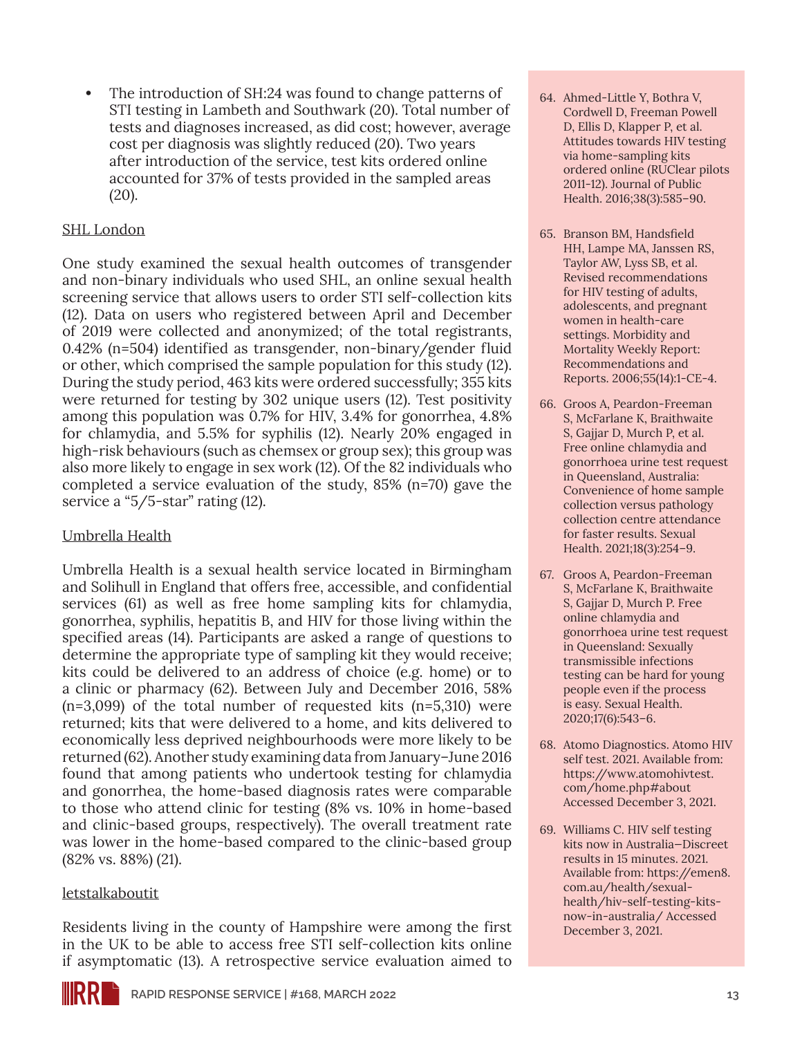- The introduction of SH:24 was found to change patterns of STI testing in Lambeth and Southwark (20). Total number of tests and diagnoses increased, as did cost; however, average cost per diagnosis was slightly reduced (20). Two years after introduction of the service, test kits ordered online accounted for 37% of tests provided in the sampled areas (20).

<u>SHL London</u>

One study examined the sexual health outcomes of transgender and non-binary individuals who used SHL, an online sexual health screening service that allows users to order STI self-collection kits (12). Data on users who registered between April and December of 2019 were collected and anonymized; of the total registrants, 0.42% (n=504) identified as transgender, non-binary/gender fluid or other, which comprised the sample population for this study (12). During the study period, 463 kits were ordered successfully; 355 kits were returned for testing by 302 unique users (12). Test positivity among this population was 0.7% for HIV, 3.4% for gonorrhea, 4.8% for chlamydia, and 5.5% for syphilis (12). Nearly 20% engaged in high-risk behaviours (such as chemsex or group sex); this group was also more likely to engage in sex work (12). Of the 82 individuals who completed a service evaluation of the study, 85% (n=70) gave the service a "5/5-star" rating (12).

<u>Umbrella Health</u>

Umbrella Health is a sexual health service located in Birmingham and Solihull in England that offers free, accessible, and confidential services (61) as well as free home sampling kits for chlamydia, gonorrhea, syphilis, hepatitis B, and HIV for those living within the specified areas (14). Participants are asked a range of questions to determine the appropriate type of sampling kit they would receive; kits could be delivered to an address of choice (e.g. home) or to a clinic or pharmacy (62). Between July and December 2016, 58% (n=3,099) of the total number of requested kits (n=5,310) were returned; kits that were delivered to a home, and kits delivered to economically less deprived neighbourhoods were more likely to be returned (62). Another study examining data from January–June 2016 found that among patients who undertook testing for chlamydia and gonorrhea, the home-based diagnosis rates were comparable to those who attend clinic for testing (8% vs. 10% in home-based and clinic-based groups, respectively). The overall treatment rate was lower in the home-based compared to the clinic-based group (82% vs. 88%) (21).

<u>letstalkaboutit</u>

Residents living in the county of Hampshire were among the first in the UK to be able to access free STI self-collection kits online if asymptomatic (13). A retrospective service evaluation aimed to

64. Ahmed-Little Y, Bothra V, Cordwell D, Freeman Powell D, Ellis D, Klapper P, et al. Attitudes towards HIV testing via home-sampling kits ordered online (RUClear pilots 2011-12). Journal of Public Health. 2016;38(3):585–90.
65. Branson BM, Handsfield HH, Lampe MA, Janssen RS, Taylor AW, Lyss SB, et al. Revised recommendations for HIV testing of adults, adolescents, and pregnant women in health-care settings. Morbidity and Mortality Weekly Report: Recommendations and Reports. 2006;55(14):1-CE-4.
66. Groos A, Peardon-Freeman S, McFarlane K, Braithwaite S, Gajjar D, Murch P, et al. Free online chlamydia and gonorrhoea urine test request in Queensland, Australia: Convenience of home sample collection versus pathology collection centre attendance for faster results. Sexual Health. 2021;18(3):254–9.
67. Groos A, Peardon-Freeman S, McFarlane K, Braithwaite S, Gajjar D, Murch P. Free online chlamydia and gonorrhoea urine test request in Queensland: Sexually transmissible infections testing can be hard for young people even if the process is easy. Sexual Health. 2020;17(6):543–6.
68. Atomo Diagnostics. Atomo HIV self test. 2021. Available from: https://www.atomohivtest.com/home.php#about Accessed December 3, 2021.
69. Williams C. HIV self testing kits now in Australia—Discreet results in 15 minutes. 2021. Available from: https://emen8.com.au/health/sexual-health/hiv-self-testing-kits-now-in-australia/ Accessed December 3, 2021.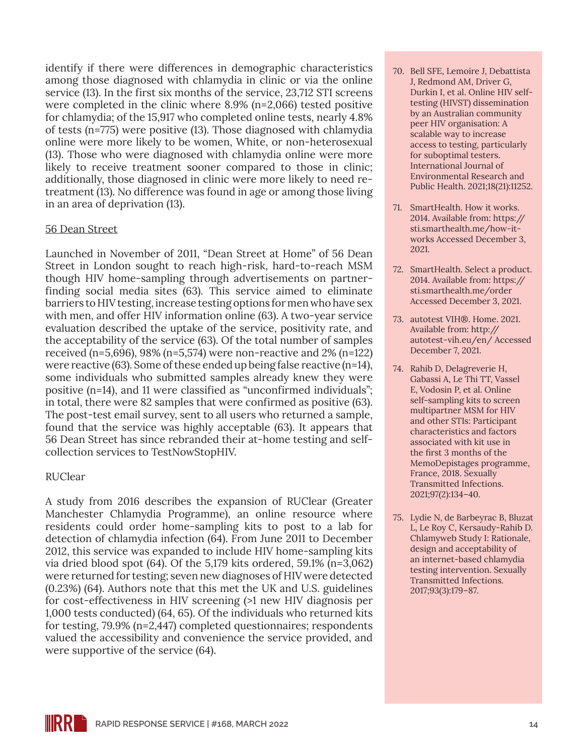identify if there were differences in demographic characteristics among those diagnosed with chlamydia in clinic or via the online service (13). In the first six months of the service, 23,712 STI screens were completed in the clinic where 8.9% (n=2,066) tested positive for chlamydia; of the 15,917 who completed online tests, nearly 4.8% of tests (n=775) were positive (13). Those diagnosed with chlamydia online were more likely to be women, White, or non-heterosexual (13). Those who were diagnosed with chlamydia online were more likely to receive treatment sooner compared to those in clinic; additionally, those diagnosed in clinic were more likely to need re-treatment (13). No difference was found in age or among those living in an area of deprivation (13).

56 Dean Street

Launched in November of 2011, "Dean Street at Home" of 56 Dean Street in London sought to reach high-risk, hard-to-reach MSM though HIV home-sampling through advertisements on partner-finding social media sites (63). This service aimed to eliminate barriers to HIV testing, increase testing options for men who have sex with men, and offer HIV information online (63). A two-year service evaluation described the uptake of the service, positivity rate, and the acceptability of the service (63). Of the total number of samples received (n=5,696), 98% (n=5,574) were non-reactive and 2% (n=122) were reactive (63). Some of these ended up being false reactive (n=14), some individuals who submitted samples already knew they were positive (n=14), and 11 were classified as "unconfirmed individuals"; in total, there were 82 samples that were confirmed as positive (63). The post-test email survey, sent to all users who returned a sample, found that the service was highly acceptable (63). It appears that 56 Dean Street has since rebranded their at-home testing and self-collection services to TestNowStopHIV.

RUClear

A study from 2016 describes the expansion of RUClear (Greater Manchester Chlamydia Programme), an online resource where residents could order home-sampling kits to post to a lab for detection of chlamydia infection (64). From June 2011 to December 2012, this service was expanded to include HIV home-sampling kits via dried blood spot (64). Of the 5,179 kits ordered, 59.1% (n=3,062) were returned for testing; seven new diagnoses of HIV were detected (0.23%) (64). Authors note that this met the UK and U.S. guidelines for cost-effectiveness in HIV screening (>1 new HIV diagnosis per 1,000 tests conducted) (64, 65). Of the individuals who returned kits for testing, 79.9% (n=2,447) completed questionnaires; respondents valued the accessibility and convenience the service provided, and were supportive of the service (64).

70. Bell SFE, Lemoire J, Debattista J, Redmond AM, Driver G, Durkin I, et al. Online HIV self-testing (HIVST) dissemination by an Australian community peer HIV organisation: A scalable way to increase access to testing, particularly for suboptimal testers. International Journal of Environmental Research and Public Health. 2021;18(21):11252.
71. SmartHealth. How it works. 2014. Available from: https://sti.smarthealth.me/how-it-works Accessed December 3, 2021.
72. SmartHealth. Select a product. 2014. Available from: https://sti.smarthealth.me/order Accessed December 3, 2021.
73. autotest VIH®. Home. 2021. Available from: http://autotest-vih.eu/en/ Accessed December 7, 2021.
74. Rahib D, Delagreverie H, Gabassi A, Le Thi TT, Vassel E, Vodosin P, et al. Online self-sampling kits to screen multipartner MSM for HIV and other STIs: Participant characteristics and factors associated with kit use in the first 3 months of the MemoDepistages programme, France, 2018. Sexually Transmitted Infections. 2021;97(2):134–40.
75. Lydie N, de Barbeyrac B, Bluzat L, Le Roy C, Kersaudy-Rahib D. Chlamyweb Study I: Rationale, design and acceptability of an internet-based chlamydia testing intervention. Sexually Transmitted Infections. 2017;93(3):179–87.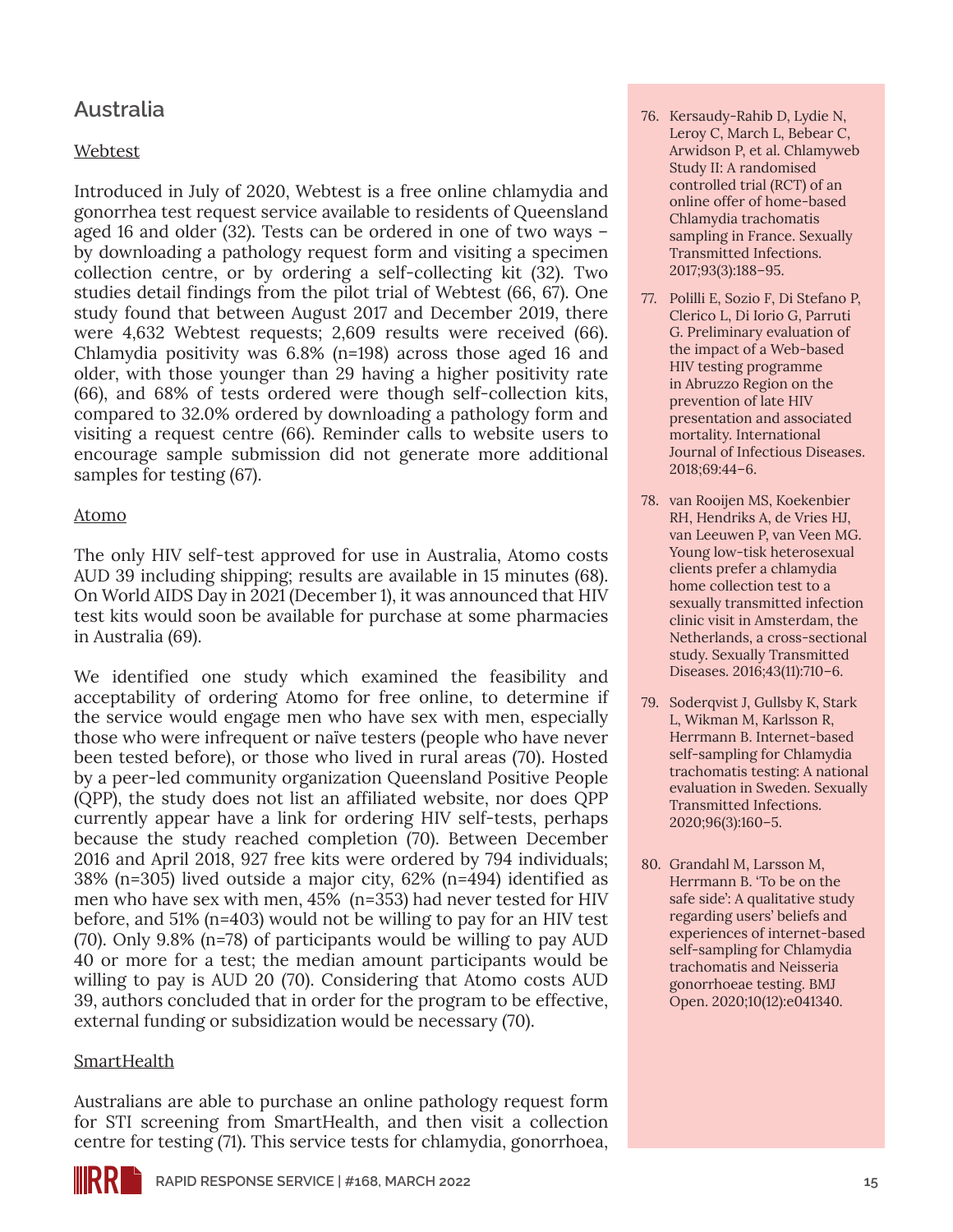## Australia

### Webtest

Introduced in July of 2020, Webtest is a free online chlamydia and gonorrhea test request service available to residents of Queensland aged 16 and older (32). Tests can be ordered in one of two ways – by downloading a pathology request form and visiting a specimen collection centre, or by ordering a self-collecting kit (32). Two studies detail findings from the pilot trial of Webtest (66, 67). One study found that between August 2017 and December 2019, there were 4,632 Webtest requests; 2,609 results were received (66). Chlamydia positivity was 6.8% (n=198) across those aged 16 and older, with those younger than 29 having a higher positivity rate (66), and 68% of tests ordered were though self-collection kits, compared to 32.0% ordered by downloading a pathology form and visiting a request centre (66). Reminder calls to website users to encourage sample submission did not generate more additional samples for testing (67).

### Atomo

The only HIV self-test approved for use in Australia, Atomo costs AUD 39 including shipping; results are available in 15 minutes (68). On World AIDS Day in 2021 (December 1), it was announced that HIV test kits would soon be available for purchase at some pharmacies in Australia (69).

We identified one study which examined the feasibility and acceptability of ordering Atomo for free online, to determine if the service would engage men who have sex with men, especially those who were infrequent or naïve testers (people who have never been tested before), or those who lived in rural areas (70). Hosted by a peer-led community organization Queensland Positive People (QPP), the study does not list an affiliated website, nor does QPP currently appear have a link for ordering HIV self-tests, perhaps because the study reached completion (70). Between December 2016 and April 2018, 927 free kits were ordered by 794 individuals; 38% (n=305) lived outside a major city, 62% (n=494) identified as men who have sex with men, 45% (n=353) had never tested for HIV before, and 51% (n=403) would not be willing to pay for an HIV test (70). Only 9.8% (n=78) of participants would be willing to pay AUD 40 or more for a test; the median amount participants would be willing to pay is AUD 20 (70). Considering that Atomo costs AUD 39, authors concluded that in order for the program to be effective, external funding or subsidization would be necessary (70).

### SmartHealth

Australians are able to purchase an online pathology request form for STI screening from SmartHealth, and then visit a collection centre for testing (71). This service tests for chlamydia, gonorrhoea,

76. Kersaudy-Rahib D, Lydie N, Leroy C, March L, Bebear C, Arwidson P, et al. Chlamyweb Study II: A randomised controlled trial (RCT) of an online offer of home-based Chlamydia trachomatis sampling in France. Sexually Transmitted Infections. 2017;93(3):188–95.
77. Polilli E, Sozio F, Di Stefano P, Clerico L, Di Iorio G, Parruti G. Preliminary evaluation of the impact of a Web-based HIV testing programme in Abruzzo Region on the prevention of late HIV presentation and associated mortality. International Journal of Infectious Diseases. 2018;69:44–6.
78. van Rooijen MS, Koekenbier RH, Hendriks A, de Vries HJ, van Leeuwen P, van Veen MG. Young low-tisk heterosexual clients prefer a chlamydia home collection test to a sexually transmitted infection clinic visit in Amsterdam, the Netherlands, a cross-sectional study. Sexually Transmitted Diseases. 2016;43(11):710–6.
79. Soderqvist J, Gullsby K, Stark L, Wikman M, Karlsson R, Herrmann B. Internet-based self-sampling for Chlamydia trachomatis testing: A national evaluation in Sweden. Sexually Transmitted Infections. 2020;96(3):160–5.
80. Grandahl M, Larsson M, Herrmann B. 'To be on the safe side': A qualitative study regarding users' beliefs and experiences of internet-based self-sampling for Chlamydia trachomatis and Neisseria gonorrhoeae testing. BMJ Open. 2020;10(12):e041340.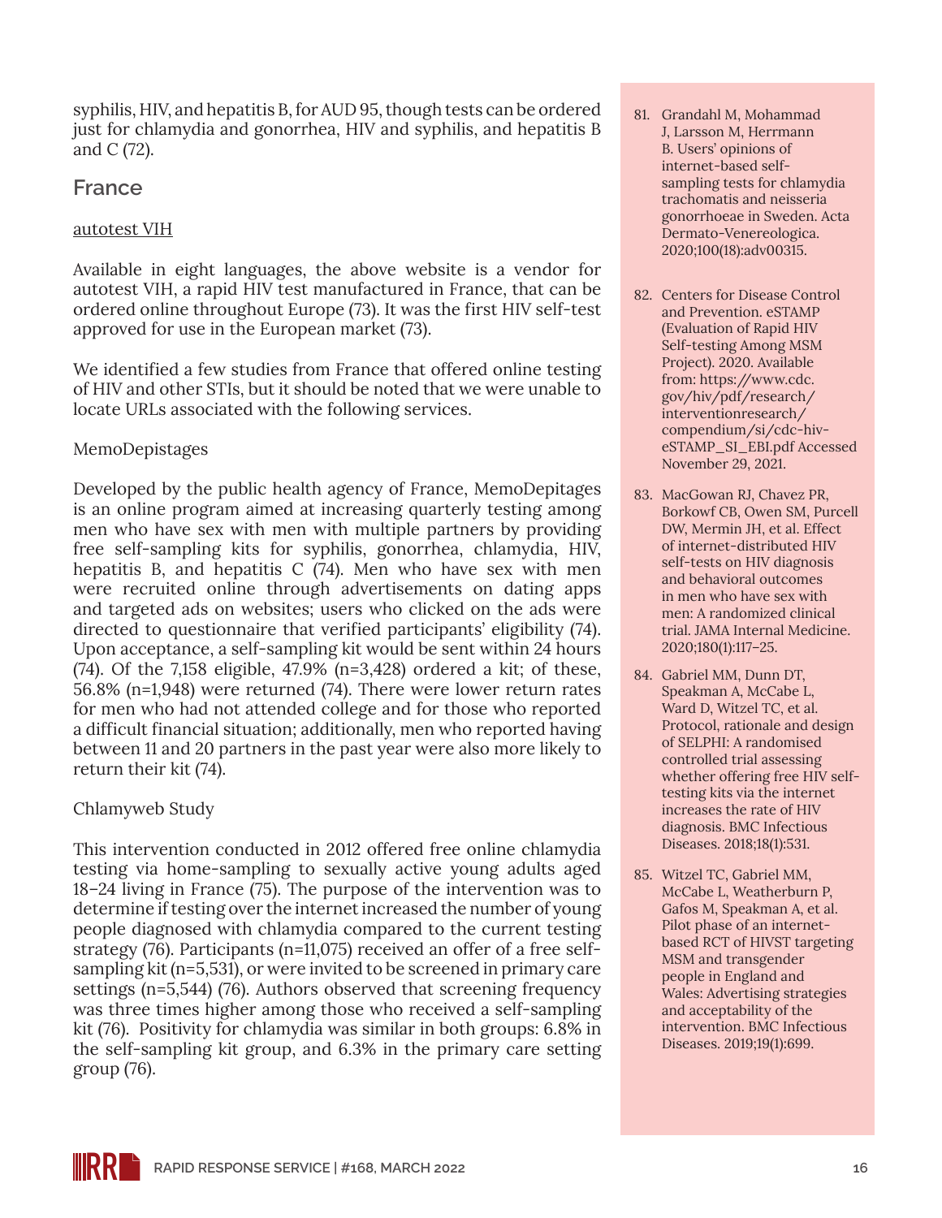syphilis, HIV, and hepatitis B, for AUD 95, though tests can be ordered just for chlamydia and gonorrhea, HIV and syphilis, and hepatitis B and C (72).

## France

autotest VIH

Available in eight languages, the above website is a vendor for autotest VIH, a rapid HIV test manufactured in France, that can be ordered online throughout Europe (73). It was the first HIV self-test approved for use in the European market (73).

We identified a few studies from France that offered online testing of HIV and other STIs, but it should be noted that we were unable to locate URLs associated with the following services.

MemoDepistages

Developed by the public health agency of France, MemoDepitages is an online program aimed at increasing quarterly testing among men who have sex with men with multiple partners by providing free self-sampling kits for syphilis, gonorrhea, chlamydia, HIV, hepatitis B, and hepatitis C (74). Men who have sex with men were recruited online through advertisements on dating apps and targeted ads on websites; users who clicked on the ads were directed to questionnaire that verified participants' eligibility (74). Upon acceptance, a self-sampling kit would be sent within 24 hours (74). Of the 7,158 eligible, 47.9% (n=3,428) ordered a kit; of these, 56.8% (n=1,948) were returned (74). There were lower return rates for men who had not attended college and for those who reported a difficult financial situation; additionally, men who reported having between 11 and 20 partners in the past year were also more likely to return their kit (74).

Chlamyweb Study

This intervention conducted in 2012 offered free online chlamydia testing via home-sampling to sexually active young adults aged 18–24 living in France (75). The purpose of the intervention was to determine if testing over the internet increased the number of young people diagnosed with chlamydia compared to the current testing strategy (76). Participants (n=11,075) received an offer of a free self-sampling kit (n=5,531), or were invited to be screened in primary care settings (n=5,544) (76). Authors observed that screening frequency was three times higher among those who received a self-sampling kit (76). Positivity for chlamydia was similar in both groups: 6.8% in the self-sampling kit group, and 6.3% in the primary care setting group (76).

81. Grandahl M, Mohammad J, Larsson M, Herrmann B. Users' opinions of internet-based self-sampling tests for chlamydia trachomatis and neisseria gonorrhoeae in Sweden. Acta Dermato-Venereologica. 2020;100(18):adv00315.
82. Centers for Disease Control and Prevention. eSTAMP (Evaluation of Rapid HIV Self-testing Among MSM Project). 2020. Available from: https://www.cdc.gov/hiv/pdf/research/interventionresearch/compendium/si/cdc-hiv-eSTAMP_SI_EBI.pdf Accessed November 29, 2021.
83. MacGowan RJ, Chavez PR, Borkowf CB, Owen SM, Purcell DW, Mermin JH, et al. Effect of internet-distributed HIV self-tests on HIV diagnosis and behavioral outcomes in men who have sex with men: A randomized clinical trial. JAMA Internal Medicine. 2020;180(1):117–25.
84. Gabriel MM, Dunn DT, Speakman A, McCabe L, Ward D, Witzel TC, et al. Protocol, rationale and design of SELPHI: A randomised controlled trial assessing whether offering free HIV self-testing kits via the internet increases the rate of HIV diagnosis. BMC Infectious Diseases. 2018;18(1):531.
85. Witzel TC, Gabriel MM, McCabe L, Weatherburn P, Gafos M, Speakman A, et al. Pilot phase of an internet-based RCT of HIVST targeting MSM and transgender people in England and Wales: Advertising strategies and acceptability of the intervention. BMC Infectious Diseases. 2019;19(1):699.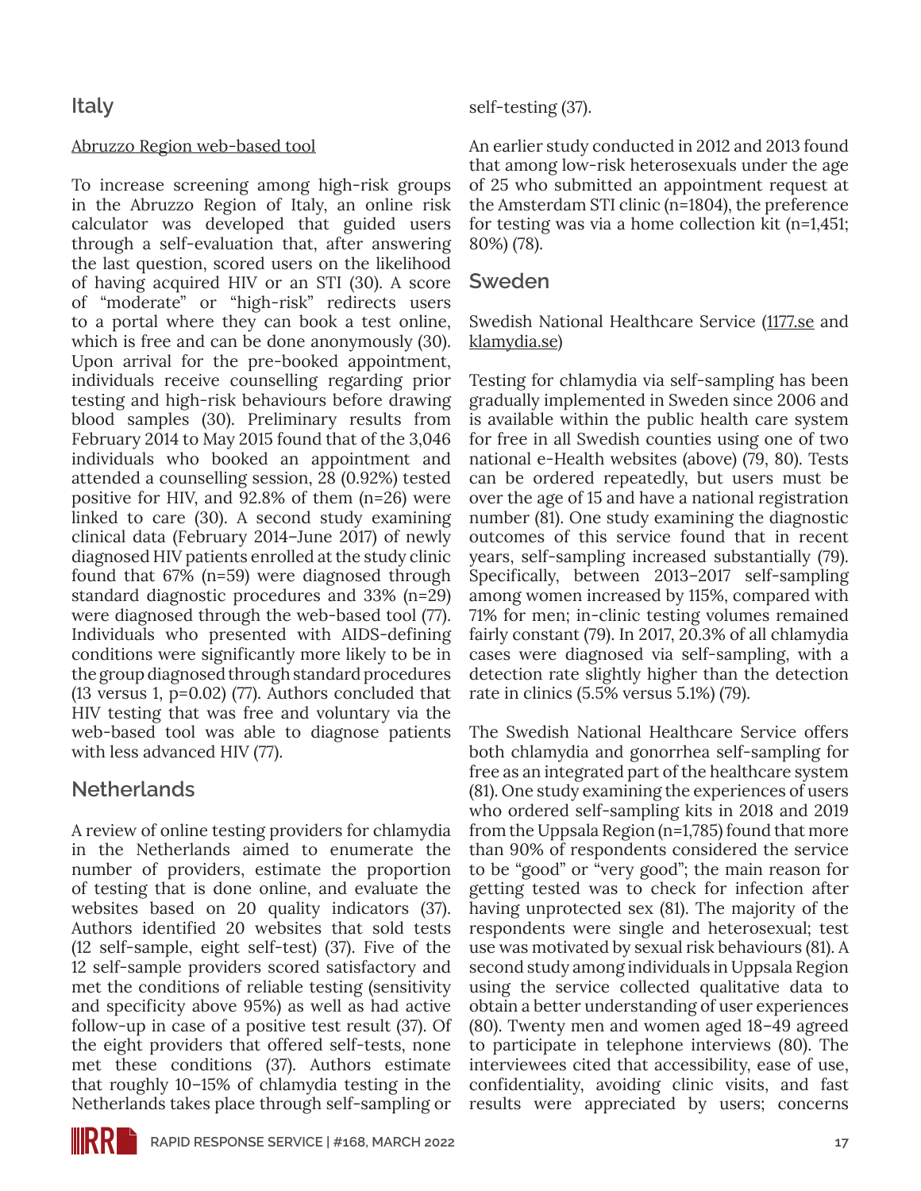## Italy

Abruzzo Region web-based tool

To increase screening among high-risk groups in the Abruzzo Region of Italy, an online risk calculator was developed that guided users through a self-evaluation that, after answering the last question, scored users on the likelihood of having acquired HIV or an STI (30). A score of "moderate" or "high-risk" redirects users to a portal where they can book a test online, which is free and can be done anonymously (30). Upon arrival for the pre-booked appointment, individuals receive counselling regarding prior testing and high-risk behaviours before drawing blood samples (30). Preliminary results from February 2014 to May 2015 found that of the 3,046 individuals who booked an appointment and attended a counselling session, 28 (0.92%) tested positive for HIV, and 92.8% of them (n=26) were linked to care (30). A second study examining clinical data (February 2014–June 2017) of newly diagnosed HIV patients enrolled at the study clinic found that 67% (n=59) were diagnosed through standard diagnostic procedures and 33% (n=29) were diagnosed through the web-based tool (77). Individuals who presented with AIDS-defining conditions were significantly more likely to be in the group diagnosed through standard procedures (13 versus 1, p=0.02) (77). Authors concluded that HIV testing that was free and voluntary via the web-based tool was able to diagnose patients with less advanced HIV (77).

## Netherlands

A review of online testing providers for chlamydia in the Netherlands aimed to enumerate the number of providers, estimate the proportion of testing that is done online, and evaluate the websites based on 20 quality indicators (37). Authors identified 20 websites that sold tests (12 self-sample, eight self-test) (37). Five of the 12 self-sample providers scored satisfactory and met the conditions of reliable testing (sensitivity and specificity above 95%) as well as had active follow-up in case of a positive test result (37). Of the eight providers that offered self-tests, none met these conditions (37). Authors estimate that roughly 10–15% of chlamydia testing in the Netherlands takes place through self-sampling or self-testing (37).

An earlier study conducted in 2012 and 2013 found that among low-risk heterosexuals under the age of 25 who submitted an appointment request at the Amsterdam STI clinic (n=1804), the preference for testing was via a home collection kit (n=1,451; 80%) (78).

## Sweden

Swedish National Healthcare Service (1177.se and klamydia.se)

Testing for chlamydia via self-sampling has been gradually implemented in Sweden since 2006 and is available within the public health care system for free in all Swedish counties using one of two national e-Health websites (above) (79, 80). Tests can be ordered repeatedly, but users must be over the age of 15 and have a national registration number (81). One study examining the diagnostic outcomes of this service found that in recent years, self-sampling increased substantially (79). Specifically, between 2013–2017 self-sampling among women increased by 115%, compared with 71% for men; in-clinic testing volumes remained fairly constant (79). In 2017, 20.3% of all chlamydia cases were diagnosed via self-sampling, with a detection rate slightly higher than the detection rate in clinics (5.5% versus 5.1%) (79).

The Swedish National Healthcare Service offers both chlamydia and gonorrhea self-sampling for free as an integrated part of the healthcare system (81). One study examining the experiences of users who ordered self-sampling kits in 2018 and 2019 from the Uppsala Region (n=1,785) found that more than 90% of respondents considered the service to be "good" or "very good"; the main reason for getting tested was to check for infection after having unprotected sex (81). The majority of the respondents were single and heterosexual; test use was motivated by sexual risk behaviours (81). A second study among individuals in Uppsala Region using the service collected qualitative data to obtain a better understanding of user experiences (80). Twenty men and women aged 18–49 agreed to participate in telephone interviews (80). The interviewees cited that accessibility, ease of use, confidentiality, avoiding clinic visits, and fast results were appreciated by users; concerns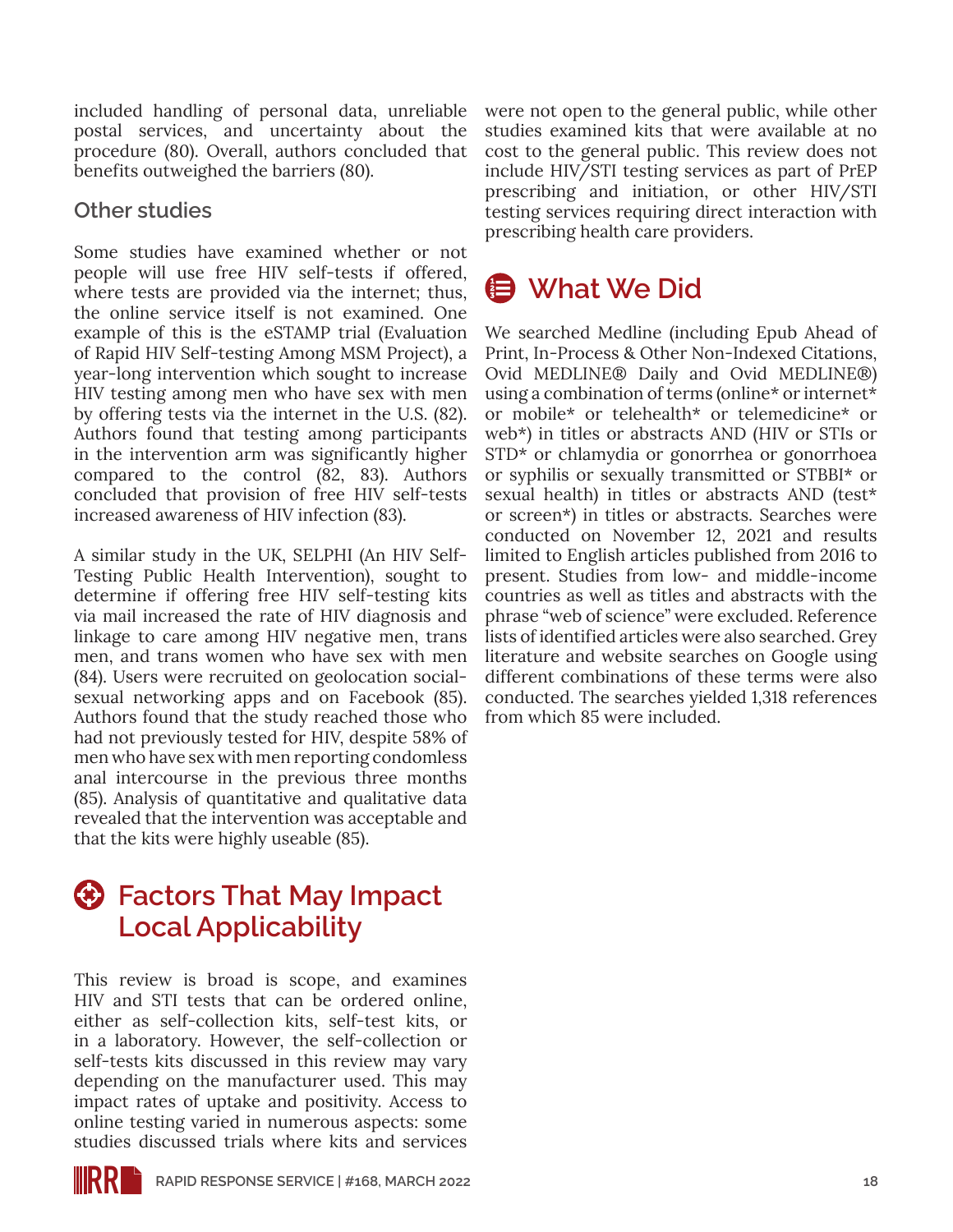included handling of personal data, unreliable postal services, and uncertainty about the procedure (80). Overall, authors concluded that benefits outweighed the barriers (80).

### Other studies

Some studies have examined whether or not people will use free HIV self-tests if offered, where tests are provided via the internet; thus, the online service itself is not examined. One example of this is the eSTAMP trial (Evaluation of Rapid HIV Self-testing Among MSM Project), a year-long intervention which sought to increase HIV testing among men who have sex with men by offering tests via the internet in the U.S. (82). Authors found that testing among participants in the intervention arm was significantly higher compared to the control (82, 83). Authors concluded that provision of free HIV self-tests increased awareness of HIV infection (83).

A similar study in the UK, SELPHI (An HIV Self-Testing Public Health Intervention), sought to determine if offering free HIV self-testing kits via mail increased the rate of HIV diagnosis and linkage to care among HIV negative men, trans men, and trans women who have sex with men (84). Users were recruited on geolocation social-sexual networking apps and on Facebook (85). Authors found that the study reached those who had not previously tested for HIV, despite 58% of men who have sex with men reporting condomless anal intercourse in the previous three months (85). Analysis of quantitative and qualitative data revealed that the intervention was acceptable and that the kits were highly useable (85).

## Factors That May Impact Local Applicability

This review is broad is scope, and examines HIV and STI tests that can be ordered online, either as self-collection kits, self-test kits, or in a laboratory. However, the self-collection or self-tests kits discussed in this review may vary depending on the manufacturer used. This may impact rates of uptake and positivity. Access to online testing varied in numerous aspects: some studies discussed trials where kits and services were not open to the general public, while other studies examined kits that were available at no cost to the general public. This review does not include HIV/STI testing services as part of PrEP prescribing and initiation, or other HIV/STI testing services requiring direct interaction with prescribing health care providers.

## What We Did

We searched Medline (including Epub Ahead of Print, In-Process & Other Non-Indexed Citations, Ovid MEDLINE® Daily and Ovid MEDLINE®) using a combination of terms (online* or internet* or mobile* or telehealth* or telemedicine* or web*) in titles or abstracts AND (HIV or STIs or STD* or chlamydia or gonorrhea or gonorrhoea or syphilis or sexually transmitted or STBBI* or sexual health) in titles or abstracts AND (test* or screen*) in titles or abstracts. Searches were conducted on November 12, 2021 and results limited to English articles published from 2016 to present. Studies from low- and middle-income countries as well as titles and abstracts with the phrase "web of science" were excluded. Reference lists of identified articles were also searched. Grey literature and website searches on Google using different combinations of these terms were also conducted. The searches yielded 1,318 references from which 85 were included.